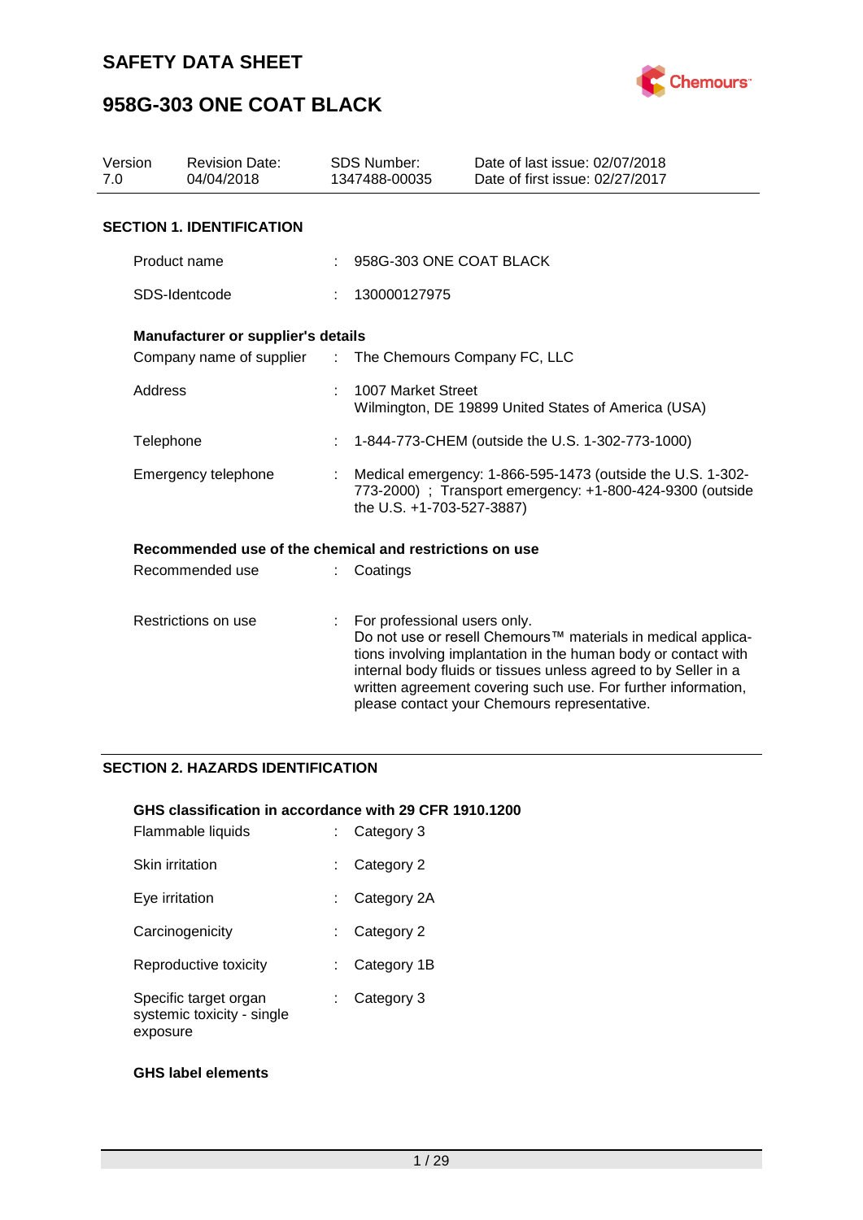# SAFETY DATA SHEET

# 958G-303 ONE COAT BLACK

| Version | Revision Date: | SDS Number: | Date of last issue: 02/07/2018 |
|---|---|---|---|
| 7.0 | 04/04/2018 | 1347488-00035 | Date of first issue: 02/27/2017 |

## SECTION 1. IDENTIFICATION

Product name : 958G-303 ONE COAT BLACK

SDS-Identcode : 130000127975

**Manufacturer or supplier's details**

Company name of supplier : The Chemours Company FC, LLC

Address : 1007 Market Street
Wilmington, DE 19899 United States of America (USA)

Telephone : 1-844-773-CHEM (outside the U.S. 1-302-773-1000)

Emergency telephone : Medical emergency: 1-866-595-1473 (outside the U.S. 1-302-773-2000) ; Transport emergency: +1-800-424-9300 (outside the U.S. +1-703-527-3887)

**Recommended use of the chemical and restrictions on use**

Recommended use : Coatings

Restrictions on use : For professional users only.
Do not use or resell Chemours™ materials in medical applications involving implantation in the human body or contact with internal body fluids or tissues unless agreed to by Seller in a written agreement covering such use. For further information, please contact your Chemours representative.

## SECTION 2. HAZARDS IDENTIFICATION

**GHS classification in accordance with 29 CFR 1910.1200**

Flammable liquids : Category 3

Skin irritation : Category 2

Eye irritation : Category 2A

Carcinogenicity : Category 2

Reproductive toxicity : Category 1B

Specific target organ systemic toxicity - single exposure : Category 3

**GHS label elements**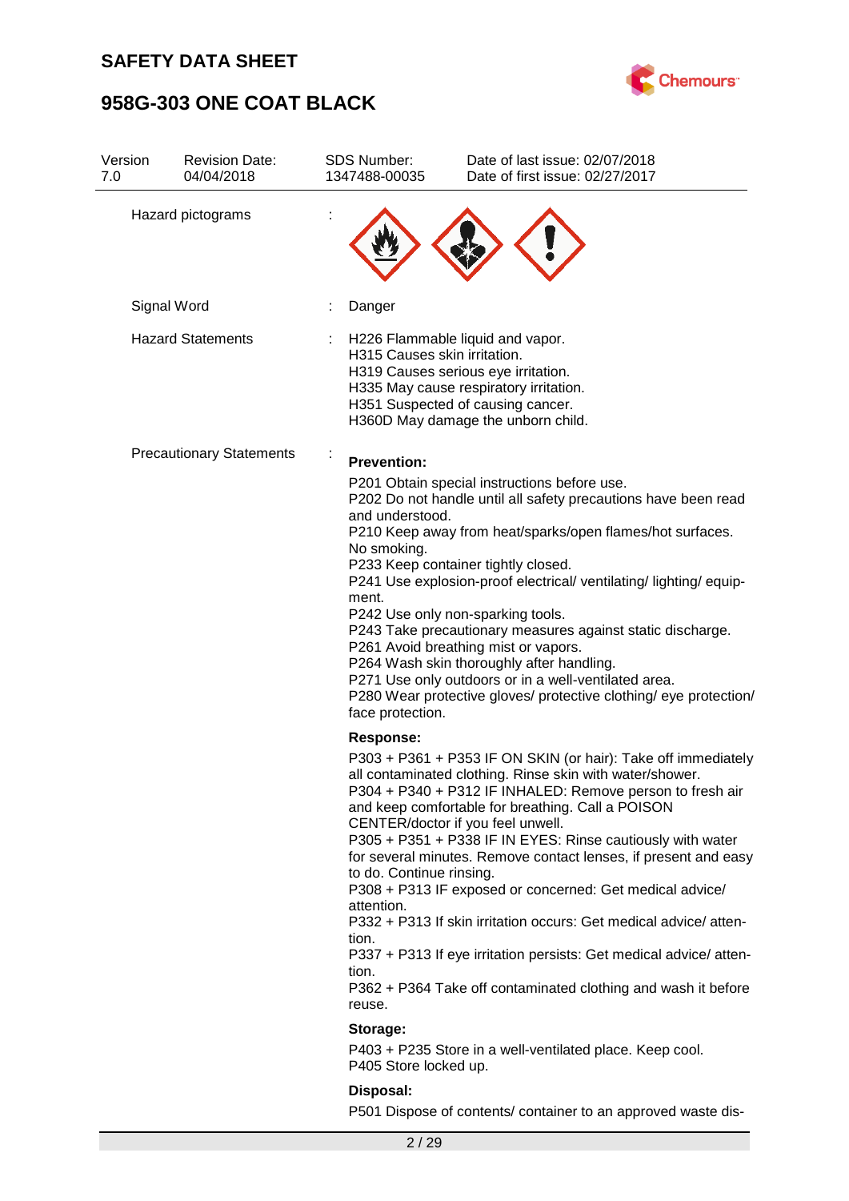| Version | Revision Date: | SDS Number: | Date of last issue: 02/07/2018 |
| --- | --- | --- | --- |
| 7.0 | 04/04/2018 | 1347488-00035 | Date of first issue: 02/27/2017 |

Hazard pictograms :

Signal Word : Danger

Hazard Statements :

H226 Flammable liquid and vapor.
H315 Causes skin irritation.
H319 Causes serious eye irritation.
H335 May cause respiratory irritation.
H351 Suspected of causing cancer.
H360D May damage the unborn child.

Precautionary Statements :

**Prevention:**

P201 Obtain special instructions before use.
P202 Do not handle until all safety precautions have been read and understood.
P210 Keep away from heat/sparks/open flames/hot surfaces. No smoking.
P233 Keep container tightly closed.
P241 Use explosion-proof electrical/ ventilating/ lighting/ equipment.
P242 Use only non-sparking tools.
P243 Take precautionary measures against static discharge.
P261 Avoid breathing mist or vapors.
P264 Wash skin thoroughly after handling.
P271 Use only outdoors or in a well-ventilated area.
P280 Wear protective gloves/ protective clothing/ eye protection/ face protection.

**Response:**

P303 + P361 + P353 IF ON SKIN (or hair): Take off immediately all contaminated clothing. Rinse skin with water/shower.
P304 + P340 + P312 IF INHALED: Remove person to fresh air and keep comfortable for breathing. Call a POISON CENTER/doctor if you feel unwell.
P305 + P351 + P338 IF IN EYES: Rinse cautiously with water for several minutes. Remove contact lenses, if present and easy to do. Continue rinsing.
P308 + P313 IF exposed or concerned: Get medical advice/ attention.
P332 + P313 If skin irritation occurs: Get medical advice/ attention.
P337 + P313 If eye irritation persists: Get medical advice/ attention.
P362 + P364 Take off contaminated clothing and wash it before reuse.

**Storage:**

P403 + P235 Store in a well-ventilated place. Keep cool.
P405 Store locked up.

**Disposal:**

P501 Dispose of contents/ container to an approved waste dis-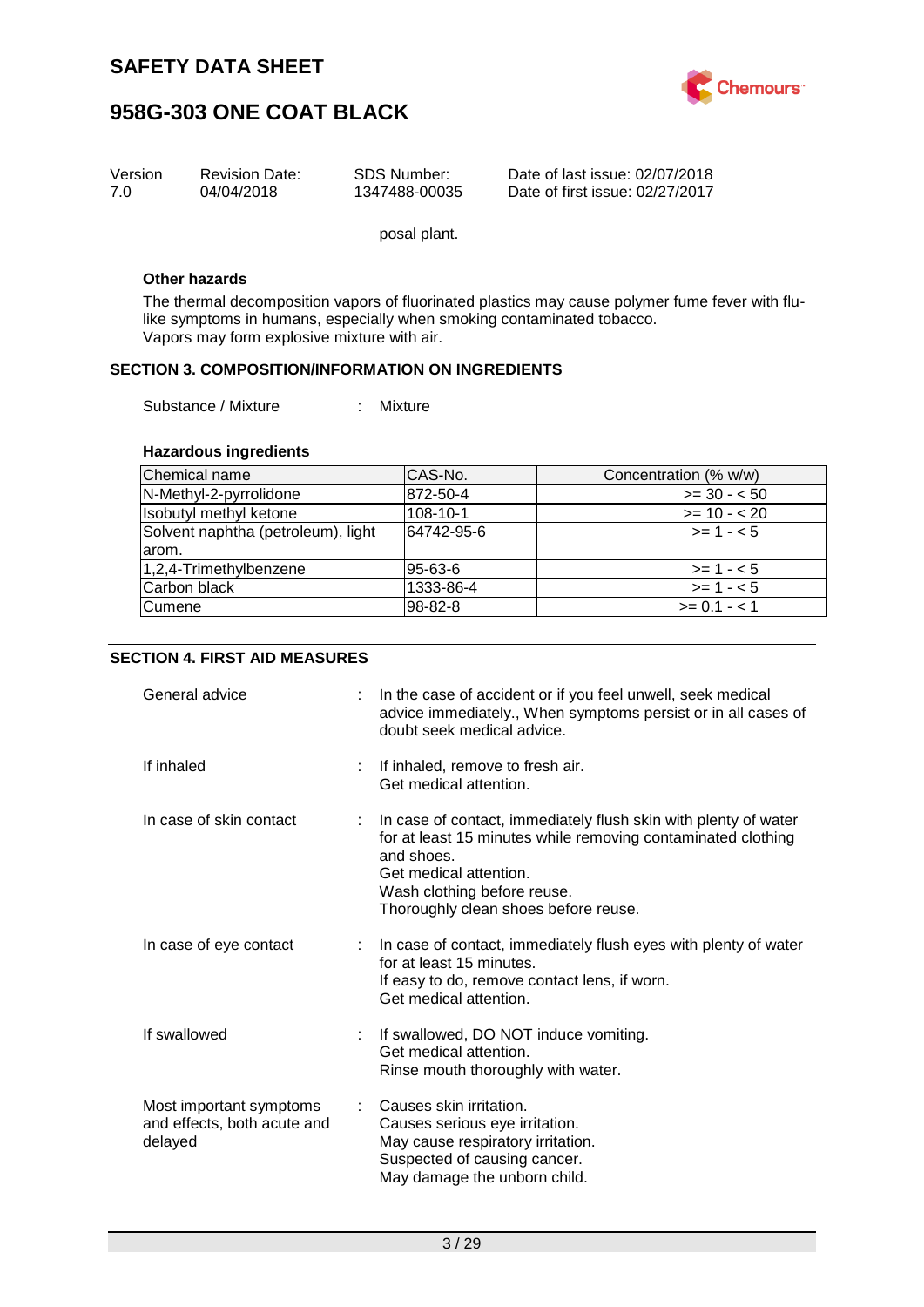posal plant.

**Other hazards**

The thermal decomposition vapors of fluorinated plastics may cause polymer fume fever with flu-like symptoms in humans, especially when smoking contaminated tobacco.
Vapors may form explosive mixture with air.

## SECTION 3. COMPOSITION/INFORMATION ON INGREDIENTS

Substance / Mixture : Mixture

**Hazardous ingredients**

| Chemical name | CAS-No. | Concentration (% w/w) |
|---|---|---|
| N-Methyl-2-pyrrolidone | 872-50-4 | >= 30 - < 50 |
| Isobutyl methyl ketone | 108-10-1 | >= 10 - < 20 |
| Solvent naphtha (petroleum), light arom. | 64742-95-6 | >= 1 - < 5 |
| 1,2,4-Trimethylbenzene | 95-63-6 | >= 1 - < 5 |
| Carbon black | 1333-86-4 | >= 1 - < 5 |
| Cumene | 98-82-8 | >= 0.1 - < 1 |

## SECTION 4. FIRST AID MEASURES

General advice : In the case of accident or if you feel unwell, seek medical advice immediately., When symptoms persist or in all cases of doubt seek medical advice.

If inhaled : If inhaled, remove to fresh air.
Get medical attention.

In case of skin contact : In case of contact, immediately flush skin with plenty of water for at least 15 minutes while removing contaminated clothing and shoes.
Get medical attention.
Wash clothing before reuse.
Thoroughly clean shoes before reuse.

In case of eye contact : In case of contact, immediately flush eyes with plenty of water for at least 15 minutes.
If easy to do, remove contact lens, if worn.
Get medical attention.

If swallowed : If swallowed, DO NOT induce vomiting.
Get medical attention.
Rinse mouth thoroughly with water.

Most important symptoms and effects, both acute and delayed : Causes skin irritation.
Causes serious eye irritation.
May cause respiratory irritation.
Suspected of causing cancer.
May damage the unborn child.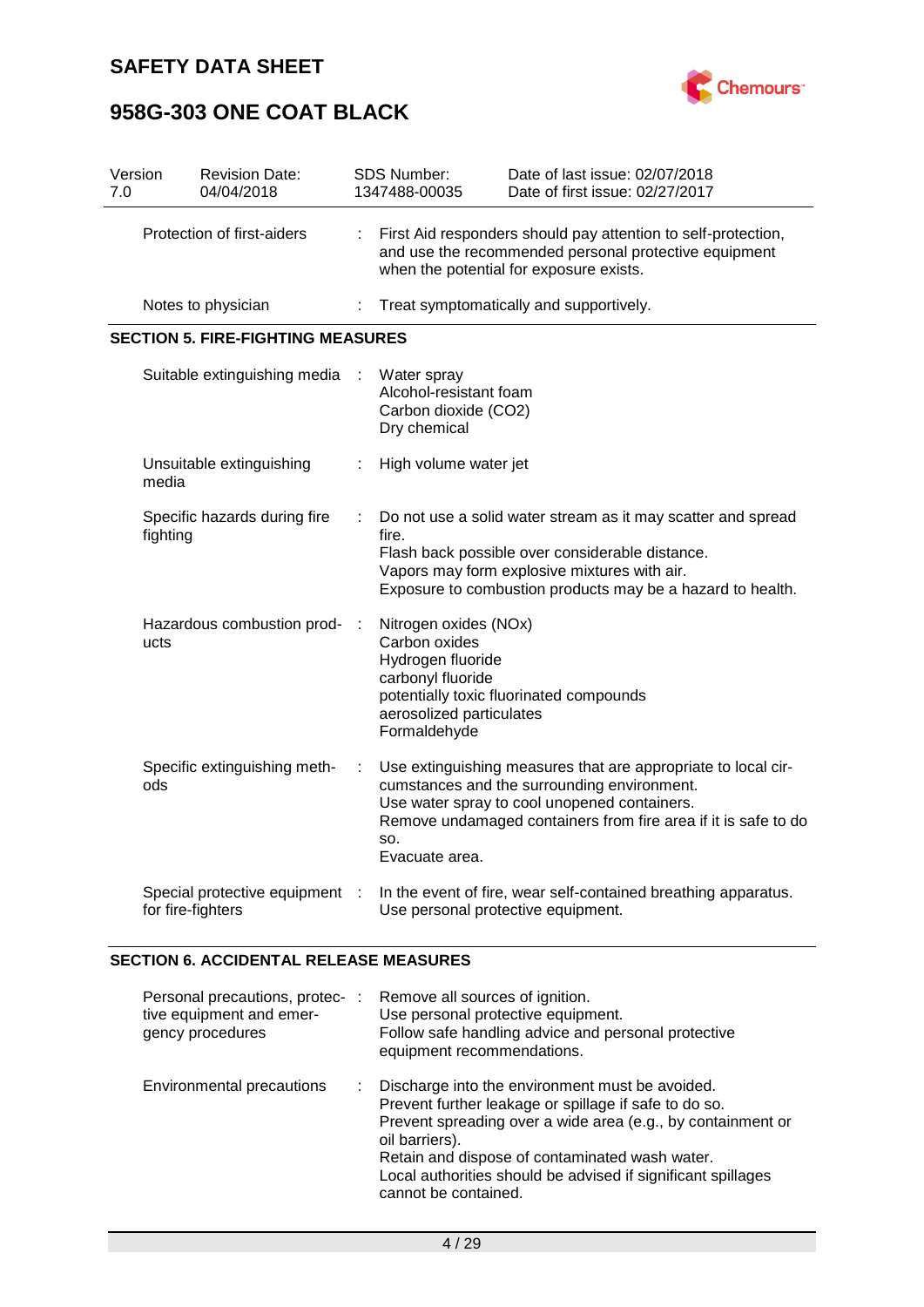| Version 7.0 | Revision Date: 04/04/2018 | SDS Number: 1347488-00035 | Date of last issue: 02/07/2018 Date of first issue: 02/27/2017 |
|---|---|---|---|

| | |
|---|---|
| Protection of first-aiders | : First Aid responders should pay attention to self-protection, and use the recommended personal protective equipment when the potential for exposure exists. |
| Notes to physician | : Treat symptomatically and supportively. |

## SECTION 5. FIRE-FIGHTING MEASURES

| | |
|---|---|
| Suitable extinguishing media | : Water spray<br>Alcohol-resistant foam<br>Carbon dioxide ($CO_2$)<br>Dry chemical |
| Unsuitable extinguishing media | : High volume water jet |
| Specific hazards during fire fighting | : Do not use a solid water stream as it may scatter and spread fire.<br>Flash back possible over considerable distance.<br>Vapors may form explosive mixtures with air.<br>Exposure to combustion products may be a hazard to health. |
| Hazardous combustion products | : Nitrogen oxides (NOx)<br>Carbon oxides<br>Hydrogen fluoride<br>carbonyl fluoride<br>potentially toxic fluorinated compounds<br>aerosolized particulates<br>Formaldehyde |
| Specific extinguishing methods | : Use extinguishing measures that are appropriate to local circumstances and the surrounding environment.<br>Use water spray to cool unopened containers.<br>Remove undamaged containers from fire area if it is safe to do so.<br>Evacuate area. |
| Special protective equipment for fire-fighters | : In the event of fire, wear self-contained breathing apparatus.<br>Use personal protective equipment. |

## SECTION 6. ACCIDENTAL RELEASE MEASURES

| | |
|---|---|
| Personal precautions, protective equipment and emergency procedures | : Remove all sources of ignition.<br>Use personal protective equipment.<br>Follow safe handling advice and personal protective equipment recommendations. |
| Environmental precautions | : Discharge into the environment must be avoided.<br>Prevent further leakage or spillage if safe to do so.<br>Prevent spreading over a wide area (e.g., by containment or oil barriers).<br>Retain and dispose of contaminated wash water.<br>Local authorities should be advised if significant spillages cannot be contained. |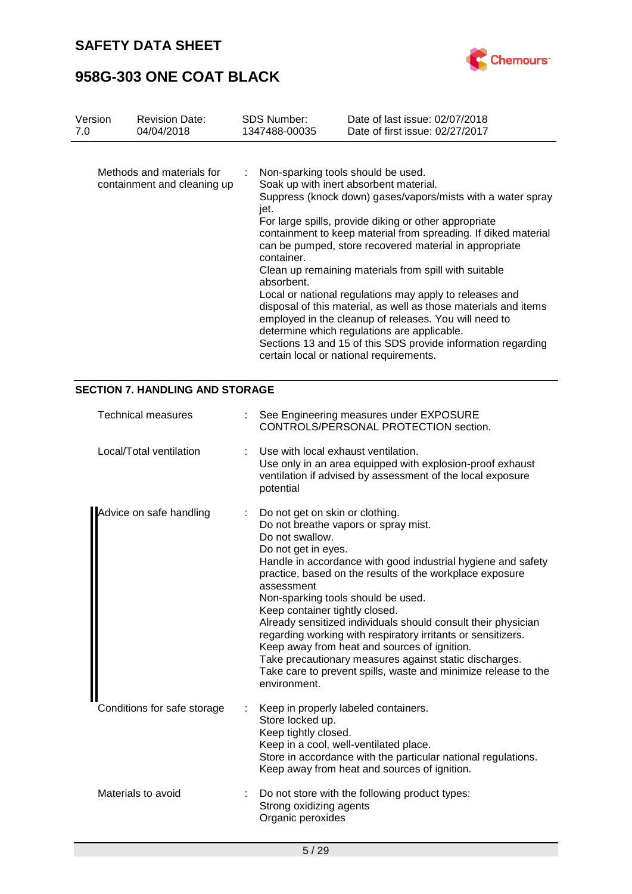| | | |
|---|---|---|
| Methods and materials for containment and cleaning up | : | Non-sparking tools should be used.<br>Soak up with inert absorbent material.<br>Suppress (knock down) gases/vapors/mists with a water spray jet.<br>For large spills, provide diking or other appropriate containment to keep material from spreading. If diked material can be pumped, store recovered material in appropriate container.<br>Clean up remaining materials from spill with suitable absorbent.<br>Local or national regulations may apply to releases and disposal of this material, as well as those materials and items employed in the cleanup of releases. You will need to determine which regulations are applicable.<br>Sections 13 and 15 of this SDS provide information regarding certain local or national requirements. |

## SECTION 7. HANDLING AND STORAGE

| | | |
|---|---|---|
| Technical measures | : | See Engineering measures under EXPOSURE CONTROLS/PERSONAL PROTECTION section. |
| Local/Total ventilation | : | Use with local exhaust ventilation.<br>Use only in an area equipped with explosion-proof exhaust ventilation if advised by assessment of the local exposure potential |
| Advice on safe handling | : | Do not get on skin or clothing.<br>Do not breathe vapors or spray mist.<br>Do not swallow.<br>Do not get in eyes.<br>Handle in accordance with good industrial hygiene and safety practice, based on the results of the workplace exposure assessment<br>Non-sparking tools should be used.<br>Keep container tightly closed.<br>Already sensitized individuals should consult their physician regarding working with respiratory irritants or sensitizers.<br>Keep away from heat and sources of ignition.<br>Take precautionary measures against static discharges.<br>Take care to prevent spills, waste and minimize release to the environment. |
| Conditions for safe storage | : | Keep in properly labeled containers.<br>Store locked up.<br>Keep tightly closed.<br>Keep in a cool, well-ventilated place.<br>Store in accordance with the particular national regulations.<br>Keep away from heat and sources of ignition. |
| Materials to avoid | : | Do not store with the following product types:<br>Strong oxidizing agents<br>Organic peroxides |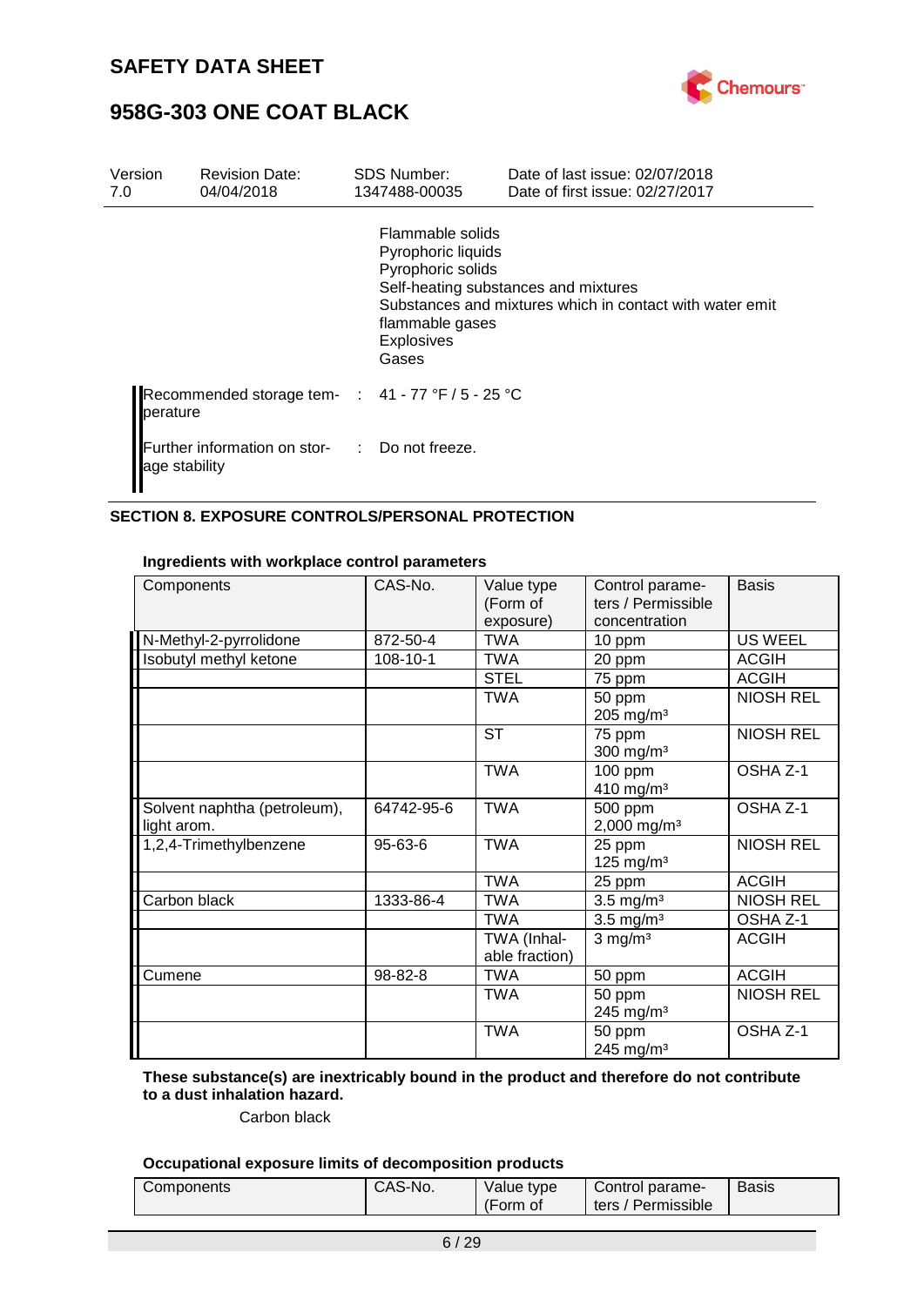Flammable solids
Pyrophoric liquids
Pyrophoric solids
Self-heating substances and mixtures
Substances and mixtures which in contact with water emit flammable gases
Explosives
Gases

Recommended storage temperature : 41 - 77 °F / 5 - 25 °C

Further information on storage stability : Do not freeze.

## SECTION 8. EXPOSURE CONTROLS/PERSONAL PROTECTION

### Ingredients with workplace control parameters

| Components | CAS-No. | Value type (Form of exposure) | Control parameters / Permissible concentration | Basis |
|---|---|---|---|---|
| N-Methyl-2-pyrrolidone | 872-50-4 | TWA | 10 ppm | US WEEL |
| Isobutyl methyl ketone | 108-10-1 | TWA | 20 ppm | ACGIH |
| | | STEL | 75 ppm | ACGIH |
| | | TWA | 50 ppm<br>205 mg/m³ | NIOSH REL |
| | | ST | 75 ppm<br>300 mg/m³ | NIOSH REL |
| | | TWA | 100 ppm<br>410 mg/m³ | OSHA Z-1 |
| Solvent naphtha (petroleum), light arom. | 64742-95-6 | TWA | 500 ppm<br>2,000 mg/m³ | OSHA Z-1 |
| 1,2,4-Trimethylbenzene | 95-63-6 | TWA | 25 ppm<br>125 mg/m³ | NIOSH REL |
| | | TWA | 25 ppm | ACGIH |
| Carbon black | 1333-86-4 | TWA | 3.5 mg/m³ | NIOSH REL |
| | | TWA | 3.5 mg/m³ | OSHA Z-1 |
| | | TWA (Inhalable fraction) | 3 mg/m³ | ACGIH |
| Cumene | 98-82-8 | TWA | 50 ppm | ACGIH |
| | | TWA | 50 ppm<br>245 mg/m³ | NIOSH REL |
| | | TWA | 50 ppm<br>245 mg/m³ | OSHA Z-1 |

**These substance(s) are inextricably bound in the product and therefore do not contribute to a dust inhalation hazard.**

Carbon black

### Occupational exposure limits of decomposition products

| Components | CAS-No. | Value type (Form of | Control parameters / Permissible | Basis |
|---|---|---|---|---|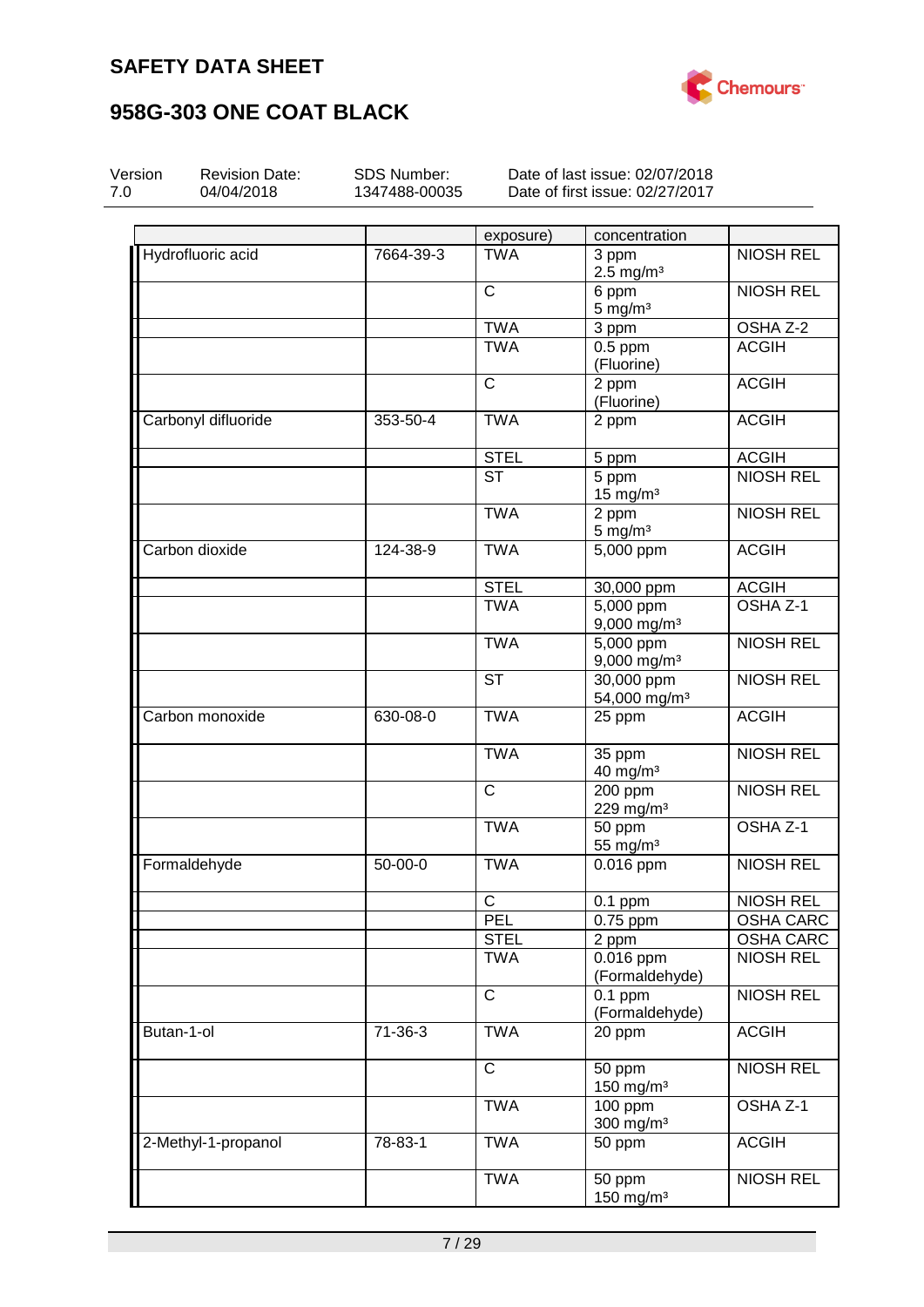## SAFETY DATA SHEET

## 958G-303 ONE COAT BLACK

| Version | Revision Date: | SDS Number: | Date of last issue: 02/07/2018 |
|---|---|---|---|
| 7.0 | 04/04/2018 | 1347488-00035 | Date of first issue: 02/27/2017 |

| | | exposure) | concentration | |
|---|---|---|---|---|
| Hydrofluoric acid | 7664-39-3 | TWA | 3 ppm<br>2.5 mg/m³ | NIOSH REL |
| | | C | 6 ppm<br>5 mg/m³ | NIOSH REL |
| | | TWA | 3 ppm | OSHA Z-2 |
| | | TWA | 0.5 ppm<br>(Fluorine) | ACGIH |
| | | C | 2 ppm<br>(Fluorine) | ACGIH |
| Carbonyl difluoride | 353-50-4 | TWA | 2 ppm | ACGIH |
| | | STEL | 5 ppm | ACGIH |
| | | ST | 5 ppm<br>15 mg/m³ | NIOSH REL |
| | | TWA | 2 ppm<br>5 mg/m³ | NIOSH REL |
| Carbon dioxide | 124-38-9 | TWA | 5,000 ppm | ACGIH |
| | | STEL | 30,000 ppm | ACGIH |
| | | TWA | 5,000 ppm<br>9,000 mg/m³ | OSHA Z-1 |
| | | TWA | 5,000 ppm<br>9,000 mg/m³ | NIOSH REL |
| | | ST | 30,000 ppm<br>54,000 mg/m³ | NIOSH REL |
| Carbon monoxide | 630-08-0 | TWA | 25 ppm | ACGIH |
| | | TWA | 35 ppm<br>40 mg/m³ | NIOSH REL |
| | | C | 200 ppm<br>229 mg/m³ | NIOSH REL |
| | | TWA | 50 ppm<br>55 mg/m³ | OSHA Z-1 |
| Formaldehyde | 50-00-0 | TWA | 0.016 ppm | NIOSH REL |
| | | C | 0.1 ppm | NIOSH REL |
| | | PEL | 0.75 ppm | OSHA CARC |
| | | STEL | 2 ppm | OSHA CARC |
| | | TWA | 0.016 ppm<br>(Formaldehyde) | NIOSH REL |
| | | C | 0.1 ppm<br>(Formaldehyde) | NIOSH REL |
| Butan-1-ol | 71-36-3 | TWA | 20 ppm | ACGIH |
| | | C | 50 ppm<br>150 mg/m³ | NIOSH REL |
| | | TWA | 100 ppm<br>300 mg/m³ | OSHA Z-1 |
| 2-Methyl-1-propanol | 78-83-1 | TWA | 50 ppm | ACGIH |
| | | TWA | 50 ppm<br>150 mg/m³ | NIOSH REL |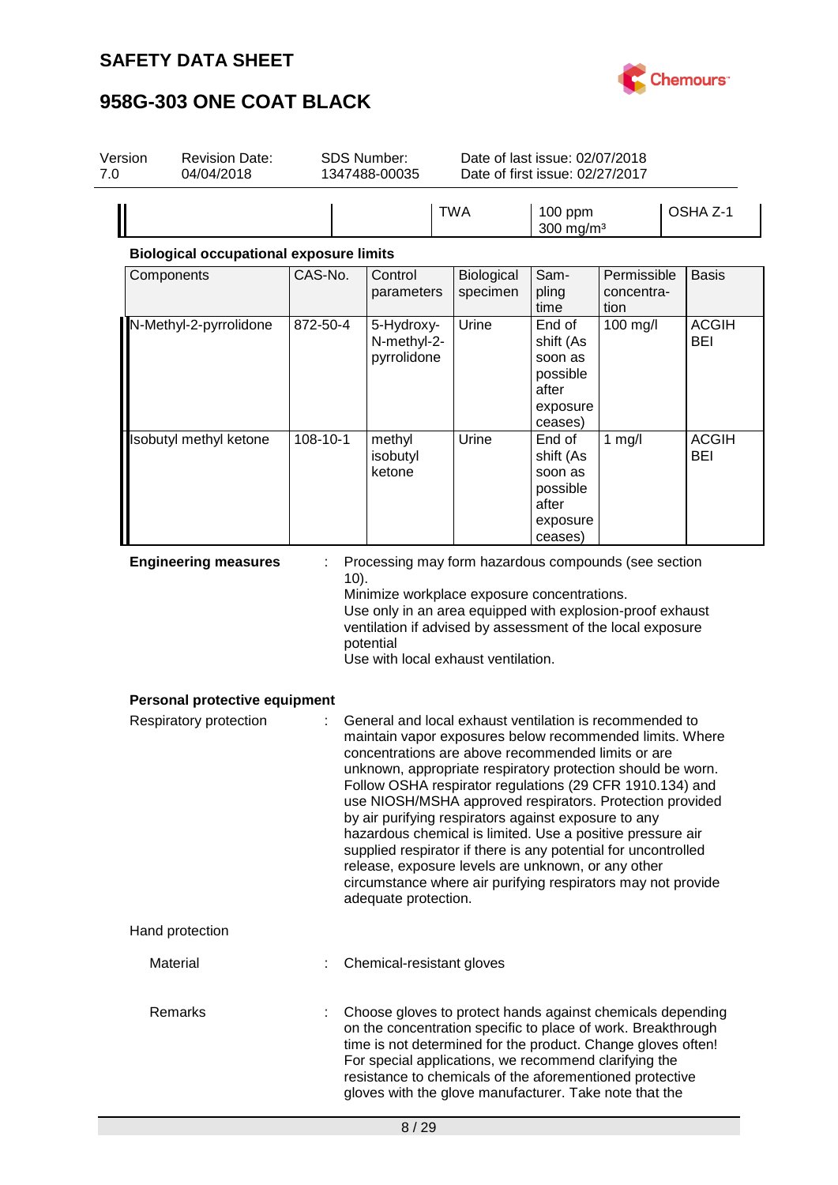| | | | | |
|---|---|---|---|---|
| | | TWA | 100 ppm<br>300 mg/m³ | OSHA Z-1 |

**Biological occupational exposure limits**

| Components | CAS-No. | Control parameters | Biological specimen | Sampling time | Permissible concentration | Basis |
|---|---|---|---|---|---|---|
| N-Methyl-2-pyrrolidone | 872-50-4 | 5-Hydroxy-N-methyl-2-pyrrolidone | Urine | End of shift (As soon as possible after exposure ceases) | 100 mg/l | ACGIH BEI |
| Isobutyl methyl ketone | 108-10-1 | methyl isobutyl ketone | Urine | End of shift (As soon as possible after exposure ceases) | 1 mg/l | ACGIH BEI |

**Engineering measures** : Processing may form hazardous compounds (see section 10).
Minimize workplace exposure concentrations.
Use only in an area equipped with explosion-proof exhaust ventilation if advised by assessment of the local exposure potential
Use with local exhaust ventilation.

**Personal protective equipment**

Respiratory protection : General and local exhaust ventilation is recommended to maintain vapor exposures below recommended limits. Where concentrations are above recommended limits or are unknown, appropriate respiratory protection should be worn. Follow OSHA respirator regulations (29 CFR 1910.134) and use NIOSH/MSHA approved respirators. Protection provided by air purifying respirators against exposure to any hazardous chemical is limited. Use a positive pressure air supplied respirator if there is any potential for uncontrolled release, exposure levels are unknown, or any other circumstance where air purifying respirators may not provide adequate protection.

Hand protection

Material : Chemical-resistant gloves

Remarks : Choose gloves to protect hands against chemicals depending on the concentration specific to place of work. Breakthrough time is not determined for the product. Change gloves often! For special applications, we recommend clarifying the resistance to chemicals of the aforementioned protective gloves with the glove manufacturer. Take note that the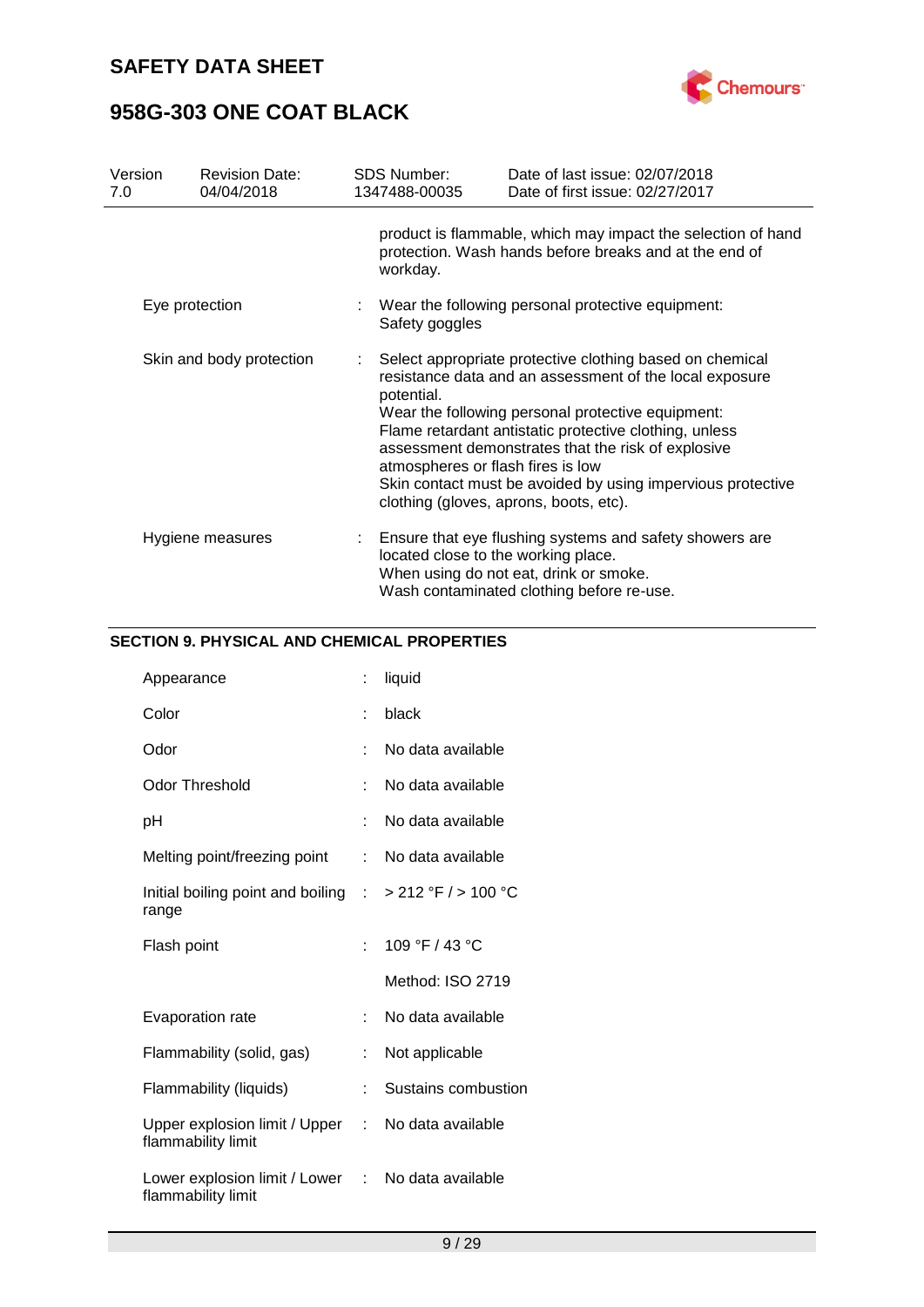| | | | |
|---|---|---|---|
| Version 7.0 | Revision Date: 04/04/2018 | SDS Number: 1347488-00035 | Date of last issue: 02/07/2018<br>Date of first issue: 02/27/2017 |

product is flammable, which may impact the selection of hand protection. Wash hands before breaks and at the end of workday.

| | | |
|---|---|---|
| Eye protection | : | Wear the following personal protective equipment:<br>Safety goggles |
| Skin and body protection | : | Select appropriate protective clothing based on chemical resistance data and an assessment of the local exposure potential.<br>Wear the following personal protective equipment:<br>Flame retardant antistatic protective clothing, unless assessment demonstrates that the risk of explosive atmospheres or flash fires is low<br>Skin contact must be avoided by using impervious protective clothing (gloves, aprons, boots, etc). |
| Hygiene measures | : | Ensure that eye flushing systems and safety showers are located close to the working place.<br>When using do not eat, drink or smoke.<br>Wash contaminated clothing before re-use. |

## SECTION 9. PHYSICAL AND CHEMICAL PROPERTIES

| | | |
|---|---|---|
| Appearance | : | liquid |
| Color | : | black |
| Odor | : | No data available |
| Odor Threshold | : | No data available |
| pH | : | No data available |
| Melting point/freezing point | : | No data available |
| Initial boiling point and boiling range | : | > 212 °F / > 100 °C |
| Flash point | : | 109 °F / 43 °C<br><br>Method: ISO 2719 |
| Evaporation rate | : | No data available |
| Flammability (solid, gas) | : | Not applicable |
| Flammability (liquids) | : | Sustains combustion |
| Upper explosion limit / Upper flammability limit | : | No data available |
| Lower explosion limit / Lower flammability limit | : | No data available |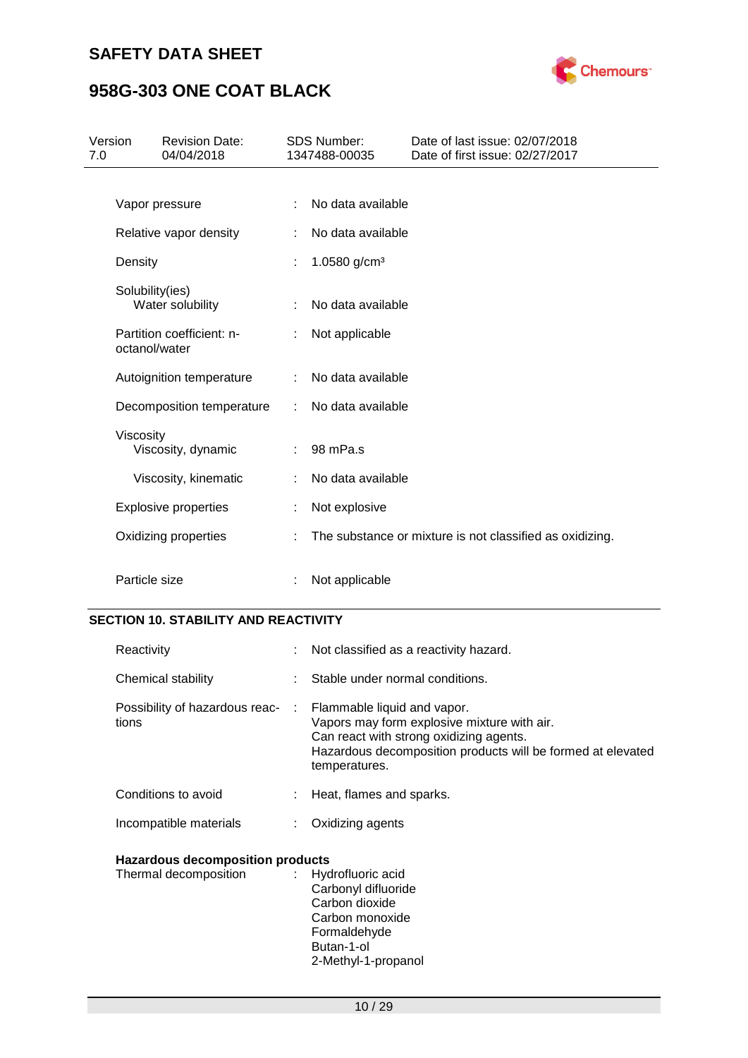| Property | | Value |
|---|---|---|
| Vapor pressure | : | No data available |
| Relative vapor density | : | No data available |
| Density | : | 1.0580 g/cm³ |
| Solubility(ies) Water solubility | : | No data available |
| Partition coefficient: n-octanol/water | : | Not applicable |
| Autoignition temperature | : | No data available |
| Decomposition temperature | : | No data available |
| Viscosity Viscosity, dynamic | : | 98 mPa.s |
| Viscosity, kinematic | : | No data available |
| Explosive properties | : | Not explosive |
| Oxidizing properties | : | The substance or mixture is not classified as oxidizing. |
| Particle size | : | Not applicable |

## SECTION 10. STABILITY AND REACTIVITY

| Property | | Value |
|---|---|---|
| Reactivity | : | Not classified as a reactivity hazard. |
| Chemical stability | : | Stable under normal conditions. |
| Possibility of hazardous reactions | : | Flammable liquid and vapor.<br>Vapors may form explosive mixture with air.<br>Can react with strong oxidizing agents.<br>Hazardous decomposition products will be formed at elevated temperatures. |
| Conditions to avoid | : | Heat, flames and sparks. |
| Incompatible materials | : | Oxidizing agents |

**Hazardous decomposition products**

| | | |
|---|---|---|
| Thermal decomposition | : | Hydrofluoric acid<br>Carbonyl difluoride<br>Carbon dioxide<br>Carbon monoxide<br>Formaldehyde<br>Butan-1-ol<br>2-Methyl-1-propanol |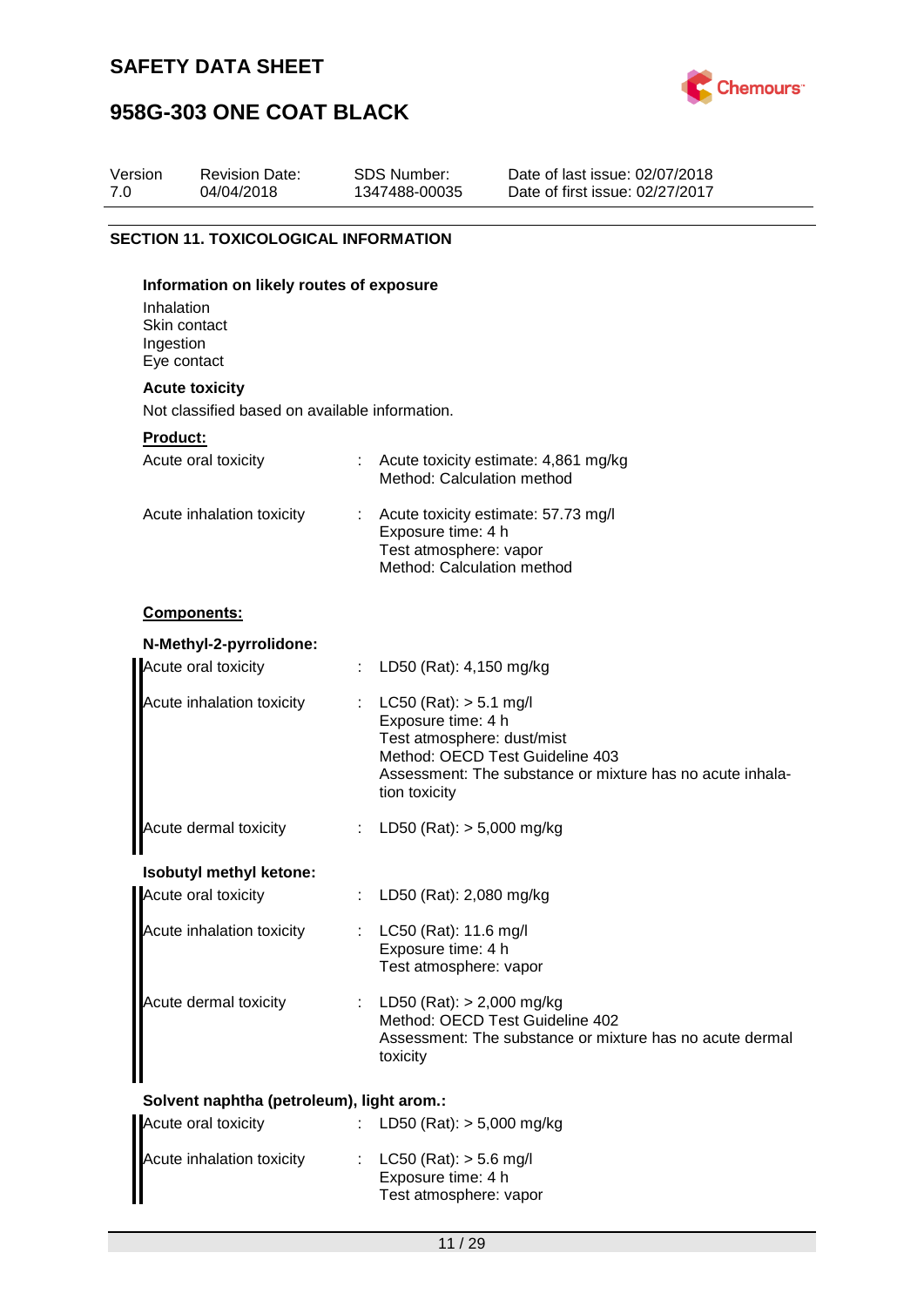## SECTION 11. TOXICOLOGICAL INFORMATION

**Information on likely routes of exposure**

Inhalation
Skin contact
Ingestion
Eye contact

**Acute toxicity**

Not classified based on available information.

**Product:**

| | | |
|---|---|---|
| Acute oral toxicity | : | Acute toxicity estimate: 4,861 mg/kg<br>Method: Calculation method |
| Acute inhalation toxicity | : | Acute toxicity estimate: 57.73 mg/l<br>Exposure time: 4 h<br>Test atmosphere: vapor<br>Method: Calculation method |

**Components:**

**N-Methyl-2-pyrrolidone:**

| | | |
|---|---|---|
| Acute oral toxicity | : | LD50 (Rat): 4,150 mg/kg |
| Acute inhalation toxicity | : | LC50 (Rat): > 5.1 mg/l<br>Exposure time: 4 h<br>Test atmosphere: dust/mist<br>Method: OECD Test Guideline 403<br>Assessment: The substance or mixture has no acute inhalation toxicity |
| Acute dermal toxicity | : | LD50 (Rat): > 5,000 mg/kg |

**Isobutyl methyl ketone:**

| | | |
|---|---|---|
| Acute oral toxicity | : | LD50 (Rat): 2,080 mg/kg |
| Acute inhalation toxicity | : | LC50 (Rat): 11.6 mg/l<br>Exposure time: 4 h<br>Test atmosphere: vapor |
| Acute dermal toxicity | : | LD50 (Rat): > 2,000 mg/kg<br>Method: OECD Test Guideline 402<br>Assessment: The substance or mixture has no acute dermal toxicity |

**Solvent naphtha (petroleum), light arom.:**

| | | |
|---|---|---|
| Acute oral toxicity | : | LD50 (Rat): > 5,000 mg/kg |
| Acute inhalation toxicity | : | LC50 (Rat): > 5.6 mg/l<br>Exposure time: 4 h<br>Test atmosphere: vapor |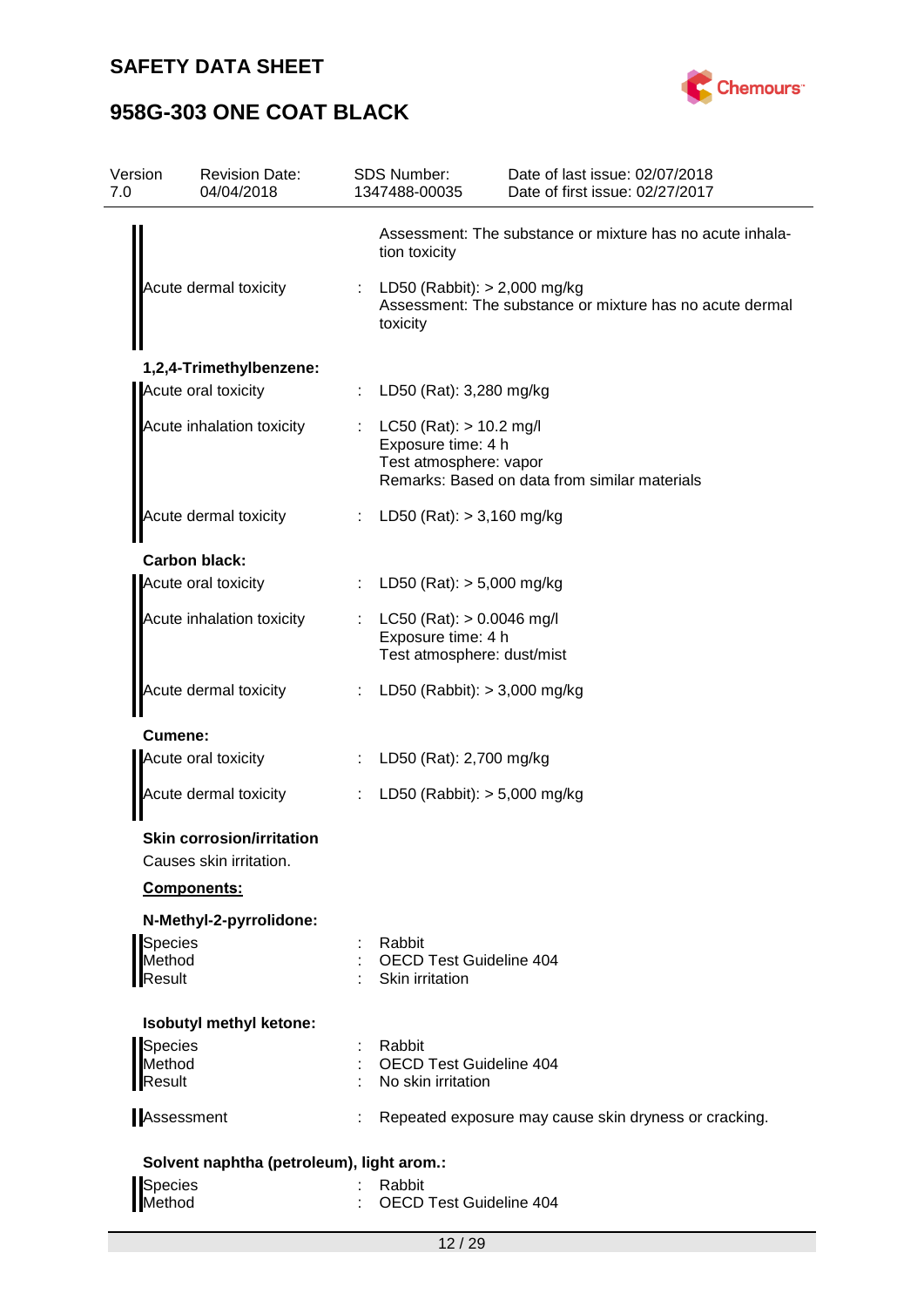Assessment: The substance or mixture has no acute inhalation toxicity

Acute dermal toxicity : LD50 (Rabbit): > 2,000 mg/kg
Assessment: The substance or mixture has no acute dermal toxicity

**1,2,4-Trimethylbenzene:**

Acute oral toxicity : LD50 (Rat): 3,280 mg/kg

Acute inhalation toxicity : LC50 (Rat): > 10.2 mg/l
Exposure time: 4 h
Test atmosphere: vapor
Remarks: Based on data from similar materials

Acute dermal toxicity : LD50 (Rat): > 3,160 mg/kg

**Carbon black:**

Acute oral toxicity : LD50 (Rat): > 5,000 mg/kg

Acute inhalation toxicity : LC50 (Rat): > 0.0046 mg/l
Exposure time: 4 h
Test atmosphere: dust/mist

Acute dermal toxicity : LD50 (Rabbit): > 3,000 mg/kg

**Cumene:**

Acute oral toxicity : LD50 (Rat): 2,700 mg/kg

Acute dermal toxicity : LD50 (Rabbit): > 5,000 mg/kg

**Skin corrosion/irritation**

Causes skin irritation.

**Components:**

**N-Methyl-2-pyrrolidone:**

Species : Rabbit
Method : OECD Test Guideline 404
Result : Skin irritation

**Isobutyl methyl ketone:**

Species : Rabbit
Method : OECD Test Guideline 404
Result : No skin irritation

Assessment : Repeated exposure may cause skin dryness or cracking.

**Solvent naphtha (petroleum), light arom.:**

Species : Rabbit
Method : OECD Test Guideline 404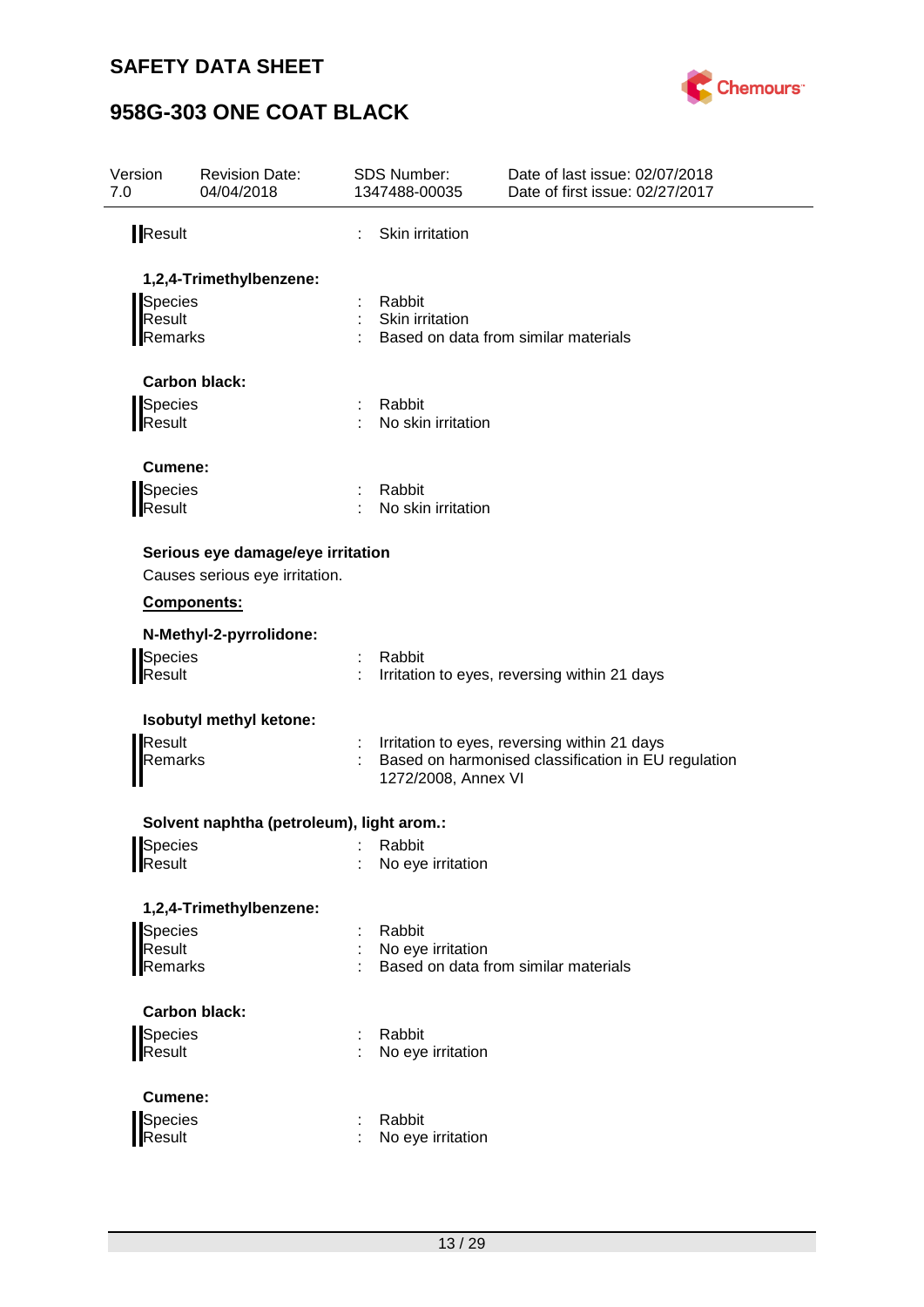Result : Skin irritation

**1,2,4-Trimethylbenzene:**

Species : Rabbit
Result : Skin irritation
Remarks : Based on data from similar materials

**Carbon black:**

Species : Rabbit
Result : No skin irritation

**Cumene:**

Species : Rabbit
Result : No skin irritation

**Serious eye damage/eye irritation**

Causes serious eye irritation.

**Components:**

**N-Methyl-2-pyrrolidone:**

Species : Rabbit
Result : Irritation to eyes, reversing within 21 days

**Isobutyl methyl ketone:**

Result : Irritation to eyes, reversing within 21 days
Remarks : Based on harmonised classification in EU regulation 1272/2008, Annex VI

**Solvent naphtha (petroleum), light arom.:**

Species : Rabbit
Result : No eye irritation

**1,2,4-Trimethylbenzene:**

Species : Rabbit
Result : No eye irritation
Remarks : Based on data from similar materials

**Carbon black:**

Species : Rabbit
Result : No eye irritation

**Cumene:**

Species : Rabbit
Result : No eye irritation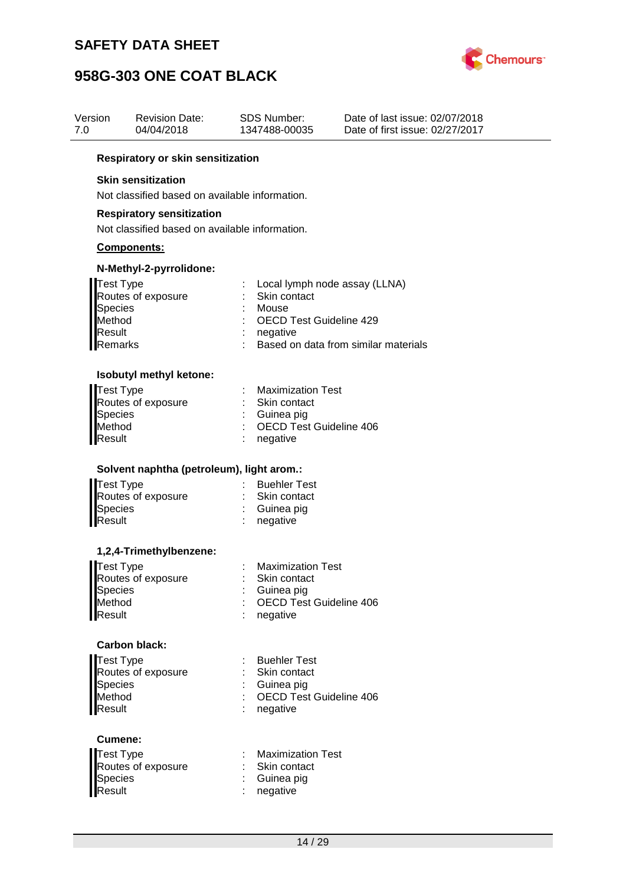**Respiratory or skin sensitization**

**Skin sensitization**

Not classified based on available information.

**Respiratory sensitization**

Not classified based on available information.

**Components:**

**N-Methyl-2-pyrrolidone:**

| | | |
|---|---|---|
| Test Type | : | Local lymph node assay (LLNA) |
| Routes of exposure | : | Skin contact |
| Species | : | Mouse |
| Method | : | OECD Test Guideline 429 |
| Result | : | negative |
| Remarks | : | Based on data from similar materials |

**Isobutyl methyl ketone:**

| | | |
|---|---|---|
| Test Type | : | Maximization Test |
| Routes of exposure | : | Skin contact |
| Species | : | Guinea pig |
| Method | : | OECD Test Guideline 406 |
| Result | : | negative |

**Solvent naphtha (petroleum), light arom.:**

| | | |
|---|---|---|
| Test Type | : | Buehler Test |
| Routes of exposure | : | Skin contact |
| Species | : | Guinea pig |
| Result | : | negative |

**1,2,4-Trimethylbenzene:**

| | | |
|---|---|---|
| Test Type | : | Maximization Test |
| Routes of exposure | : | Skin contact |
| Species | : | Guinea pig |
| Method | : | OECD Test Guideline 406 |
| Result | : | negative |

**Carbon black:**

| | | |
|---|---|---|
| Test Type | : | Buehler Test |
| Routes of exposure | : | Skin contact |
| Species | : | Guinea pig |
| Method | : | OECD Test Guideline 406 |
| Result | : | negative |

**Cumene:**

| | | |
|---|---|---|
| Test Type | : | Maximization Test |
| Routes of exposure | : | Skin contact |
| Species | : | Guinea pig |
| Result | : | negative |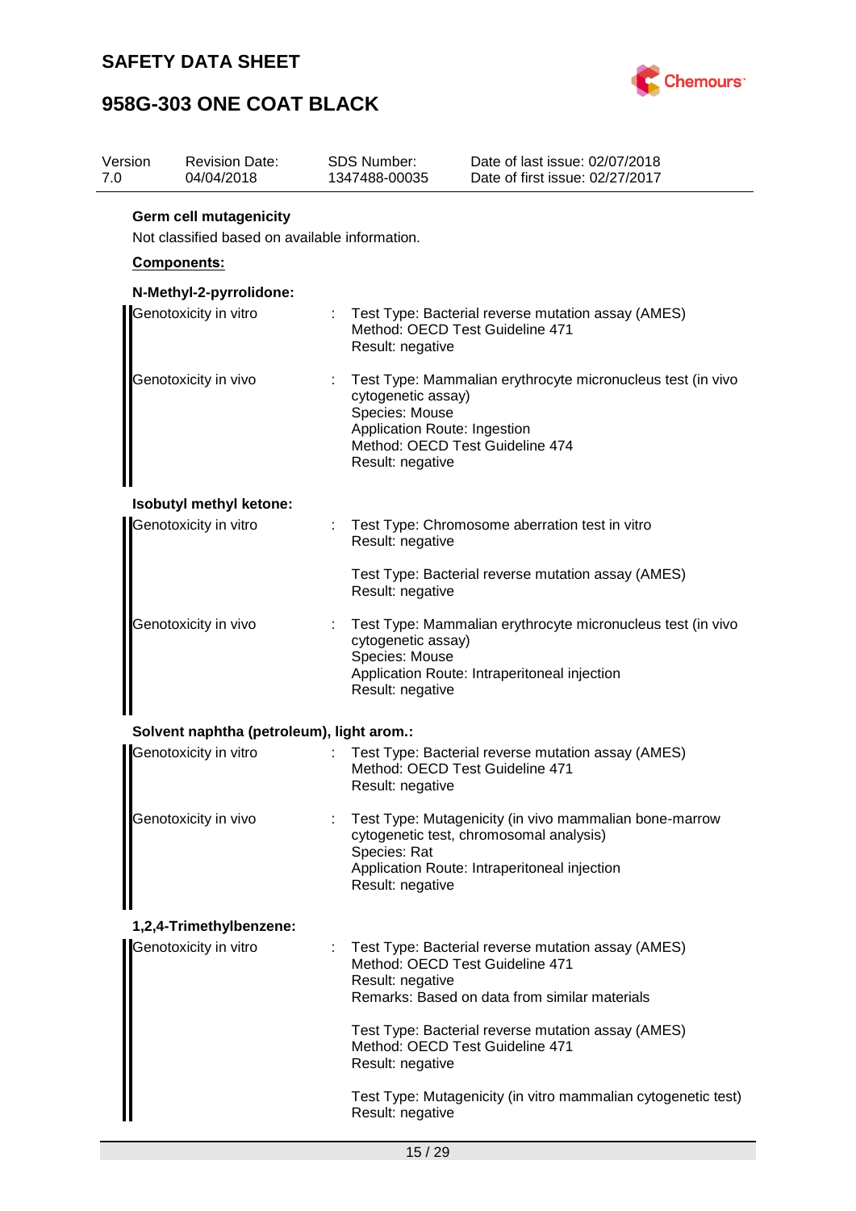**Germ cell mutagenicity**

Not classified based on available information.

**Components:**

**N-Methyl-2-pyrrolidone:**

| | | |
|---|---|---|
| Genotoxicity in vitro | : | Test Type: Bacterial reverse mutation assay (AMES)<br>Method: OECD Test Guideline 471<br>Result: negative |
| Genotoxicity in vivo | : | Test Type: Mammalian erythrocyte micronucleus test (in vivo cytogenetic assay)<br>Species: Mouse<br>Application Route: Ingestion<br>Method: OECD Test Guideline 474<br>Result: negative |

**Isobutyl methyl ketone:**

| | | |
|---|---|---|
| Genotoxicity in vitro | : | Test Type: Chromosome aberration test in vitro<br>Result: negative<br><br>Test Type: Bacterial reverse mutation assay (AMES)<br>Result: negative |
| Genotoxicity in vivo | : | Test Type: Mammalian erythrocyte micronucleus test (in vivo cytogenetic assay)<br>Species: Mouse<br>Application Route: Intraperitoneal injection<br>Result: negative |

**Solvent naphtha (petroleum), light arom.:**

| | | |
|---|---|---|
| Genotoxicity in vitro | : | Test Type: Bacterial reverse mutation assay (AMES)<br>Method: OECD Test Guideline 471<br>Result: negative |
| Genotoxicity in vivo | : | Test Type: Mutagenicity (in vivo mammalian bone-marrow cytogenetic test, chromosomal analysis)<br>Species: Rat<br>Application Route: Intraperitoneal injection<br>Result: negative |

**1,2,4-Trimethylbenzene:**

| | | |
|---|---|---|
| Genotoxicity in vitro | : | Test Type: Bacterial reverse mutation assay (AMES)<br>Method: OECD Test Guideline 471<br>Result: negative<br>Remarks: Based on data from similar materials<br><br>Test Type: Bacterial reverse mutation assay (AMES)<br>Method: OECD Test Guideline 471<br>Result: negative<br><br>Test Type: Mutagenicity (in vitro mammalian cytogenetic test)<br>Result: negative |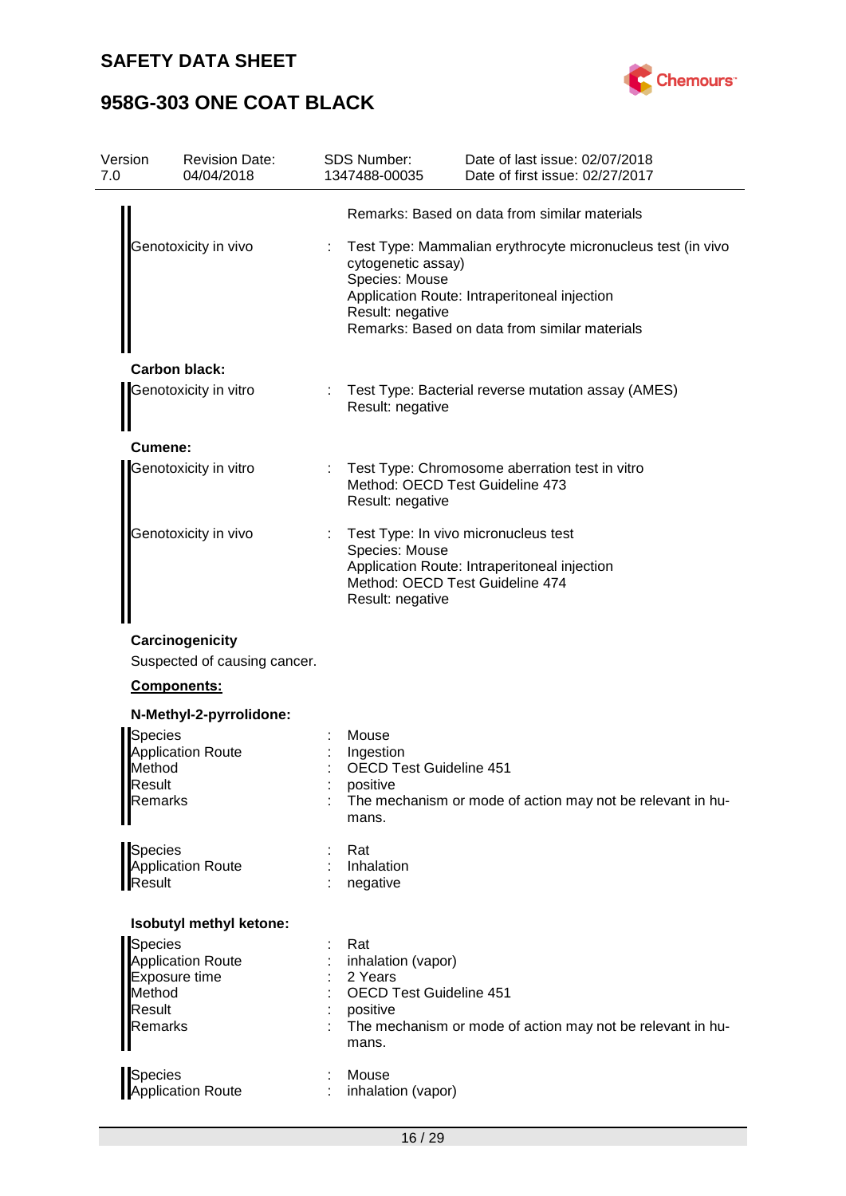| Version 7.0 | Revision Date: 04/04/2018 | SDS Number: 1347488-00035 | Date of last issue: 02/07/2018<br>Date of first issue: 02/27/2017 |
|---|---|---|---|

Remarks: Based on data from similar materials

Genotoxicity in vivo : Test Type: Mammalian erythrocyte micronucleus test (in vivo cytogenetic assay)
Species: Mouse
Application Route: Intraperitoneal injection
Result: negative
Remarks: Based on data from similar materials

**Carbon black:**

Genotoxicity in vitro : Test Type: Bacterial reverse mutation assay (AMES)
Result: negative

**Cumene:**

Genotoxicity in vitro : Test Type: Chromosome aberration test in vitro
Method: OECD Test Guideline 473
Result: negative

Genotoxicity in vivo : Test Type: In vivo micronucleus test
Species: Mouse
Application Route: Intraperitoneal injection
Method: OECD Test Guideline 474
Result: negative

**Carcinogenicity**

Suspected of causing cancer.

**Components:**

**N-Methyl-2-pyrrolidone:**

Species : Mouse
Application Route : Ingestion
Method : OECD Test Guideline 451
Result : positive
Remarks : The mechanism or mode of action may not be relevant in humans.

Species : Rat
Application Route : Inhalation
Result : negative

**Isobutyl methyl ketone:**

Species : Rat
Application Route : inhalation (vapor)
Exposure time : 2 Years
Method : OECD Test Guideline 451
Result : positive
Remarks : The mechanism or mode of action may not be relevant in humans.

Species : Mouse
Application Route : inhalation (vapor)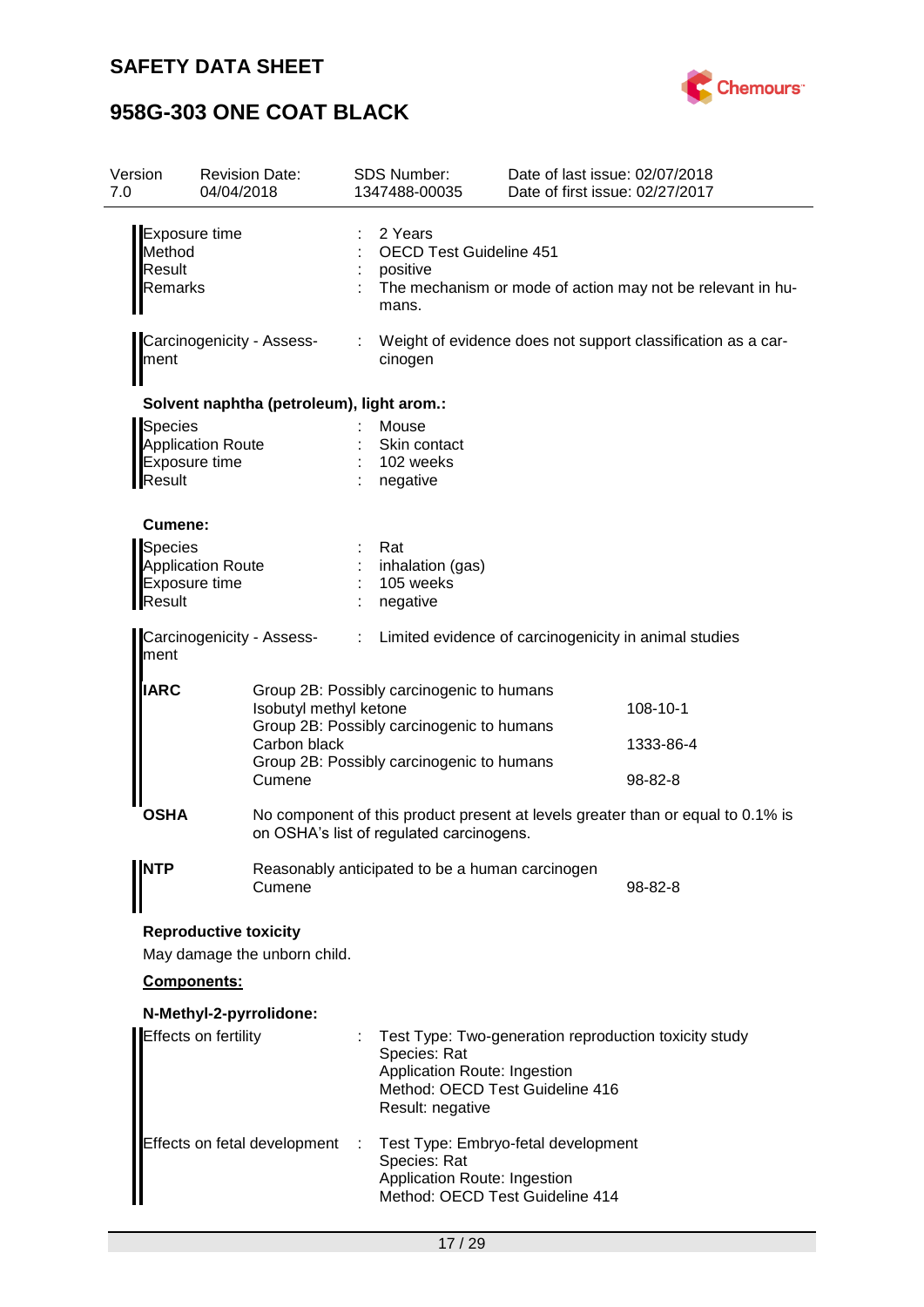| | | |
|---|---|---|
| Exposure time | : | 2 Years |
| Method | : | OECD Test Guideline 451 |
| Result | : | positive |
| Remarks | : | The mechanism or mode of action may not be relevant in humans. |

| | | |
|---|---|---|
| Carcinogenicity - Assessment | : | Weight of evidence does not support classification as a carcinogen |

**Solvent naphtha (petroleum), light arom.:**

| | | |
|---|---|---|
| Species | : | Mouse |
| Application Route | : | Skin contact |
| Exposure time | : | 102 weeks |
| Result | : | negative |

**Cumene:**

| | | |
|---|---|---|
| Species | : | Rat |
| Application Route | : | inhalation (gas) |
| Exposure time | : | 105 weeks |
| Result | : | negative |

| | | |
|---|---|---|
| Carcinogenicity - Assessment | : | Limited evidence of carcinogenicity in animal studies |

| | | |
|---|---|---|
| **IARC** | Group 2B: Possibly carcinogenic to humans<br>Isobutyl methyl ketone | 108-10-1 |
| | Group 2B: Possibly carcinogenic to humans<br>Carbon black | 1333-86-4 |
| | Group 2B: Possibly carcinogenic to humans<br>Cumene | 98-82-8 |
| **OSHA** | No component of this product present at levels greater than or equal to 0.1% is on OSHA's list of regulated carcinogens. | |
| **NTP** | Reasonably anticipated to be a human carcinogen<br>Cumene | 98-82-8 |

**Reproductive toxicity**

May damage the unborn child.

**Components:**

**N-Methyl-2-pyrrolidone:**

| | | |
|---|---|---|
| Effects on fertility | : | Test Type: Two-generation reproduction toxicity study<br>Species: Rat<br>Application Route: Ingestion<br>Method: OECD Test Guideline 416<br>Result: negative |
| Effects on fetal development | : | Test Type: Embryo-fetal development<br>Species: Rat<br>Application Route: Ingestion<br>Method: OECD Test Guideline 414 |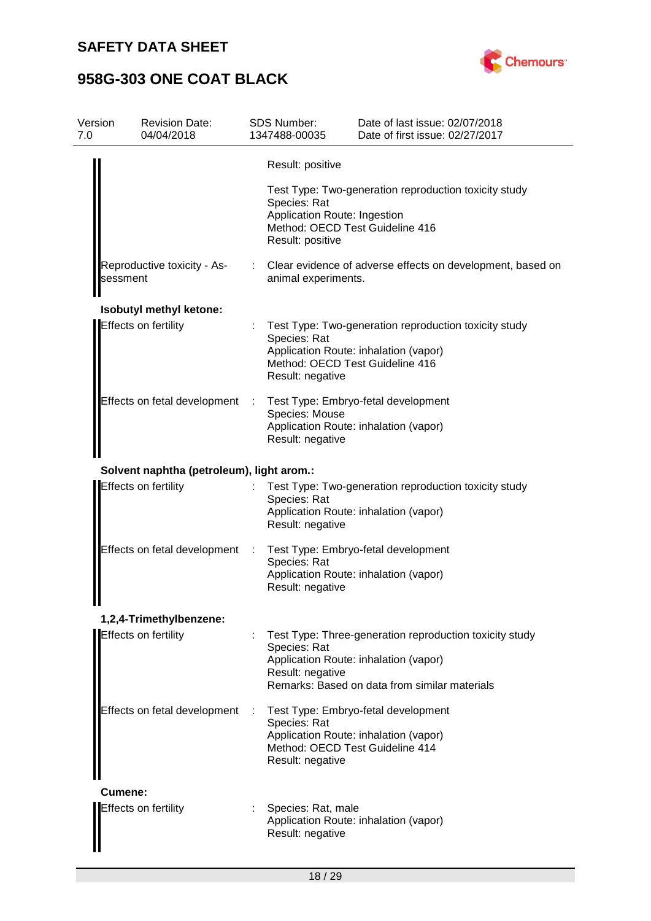Result: positive

Test Type: Two-generation reproduction toxicity study
Species: Rat
Application Route: Ingestion
Method: OECD Test Guideline 416
Result: positive

Reproductive toxicity - Assessment : Clear evidence of adverse effects on development, based on animal experiments.

**Isobutyl methyl ketone:**

Effects on fertility : Test Type: Two-generation reproduction toxicity study
Species: Rat
Application Route: inhalation (vapor)
Method: OECD Test Guideline 416
Result: negative

Effects on fetal development : Test Type: Embryo-fetal development
Species: Mouse
Application Route: inhalation (vapor)
Result: negative

**Solvent naphtha (petroleum), light arom.:**

Effects on fertility : Test Type: Two-generation reproduction toxicity study
Species: Rat
Application Route: inhalation (vapor)
Result: negative

Effects on fetal development : Test Type: Embryo-fetal development
Species: Rat
Application Route: inhalation (vapor)
Result: negative

**1,2,4-Trimethylbenzene:**

Effects on fertility : Test Type: Three-generation reproduction toxicity study
Species: Rat
Application Route: inhalation (vapor)
Result: negative
Remarks: Based on data from similar materials

Effects on fetal development : Test Type: Embryo-fetal development
Species: Rat
Application Route: inhalation (vapor)
Method: OECD Test Guideline 414
Result: negative

**Cumene:**

Effects on fertility : Species: Rat, male
Application Route: inhalation (vapor)
Result: negative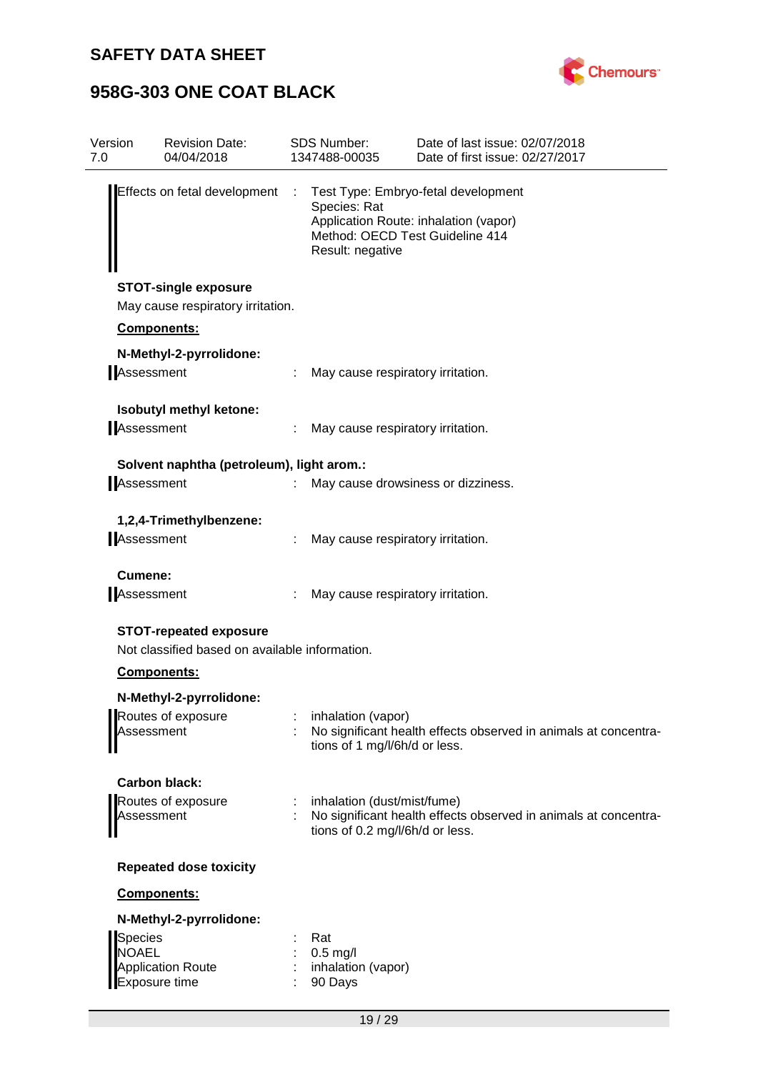| Version 7.0 | Revision Date: 04/04/2018 | SDS Number: 1347488-00035 | Date of last issue: 02/07/2018<br>Date of first issue: 02/27/2017 |
|---|---|---|---|

Effects on fetal development : Test Type: Embryo-fetal development
Species: Rat
Application Route: inhalation (vapor)
Method: OECD Test Guideline 414
Result: negative

**STOT-single exposure**

May cause respiratory irritation.

**Components:**

**N-Methyl-2-pyrrolidone:**

Assessment : May cause respiratory irritation.

**Isobutyl methyl ketone:**

Assessment : May cause respiratory irritation.

**Solvent naphtha (petroleum), light arom.:**

Assessment : May cause drowsiness or dizziness.

**1,2,4-Trimethylbenzene:**

Assessment : May cause respiratory irritation.

**Cumene:**

Assessment : May cause respiratory irritation.

**STOT-repeated exposure**

Not classified based on available information.

**Components:**

**N-Methyl-2-pyrrolidone:**

Routes of exposure : inhalation (vapor)
Assessment : No significant health effects observed in animals at concentrations of 1 mg/l/6h/d or less.

**Carbon black:**

Routes of exposure : inhalation (dust/mist/fume)
Assessment : No significant health effects observed in animals at concentrations of 0.2 mg/l/6h/d or less.

**Repeated dose toxicity**

**Components:**

**N-Methyl-2-pyrrolidone:**

Species : Rat
NOAEL : 0.5 mg/l
Application Route : inhalation (vapor)
Exposure time : 90 Days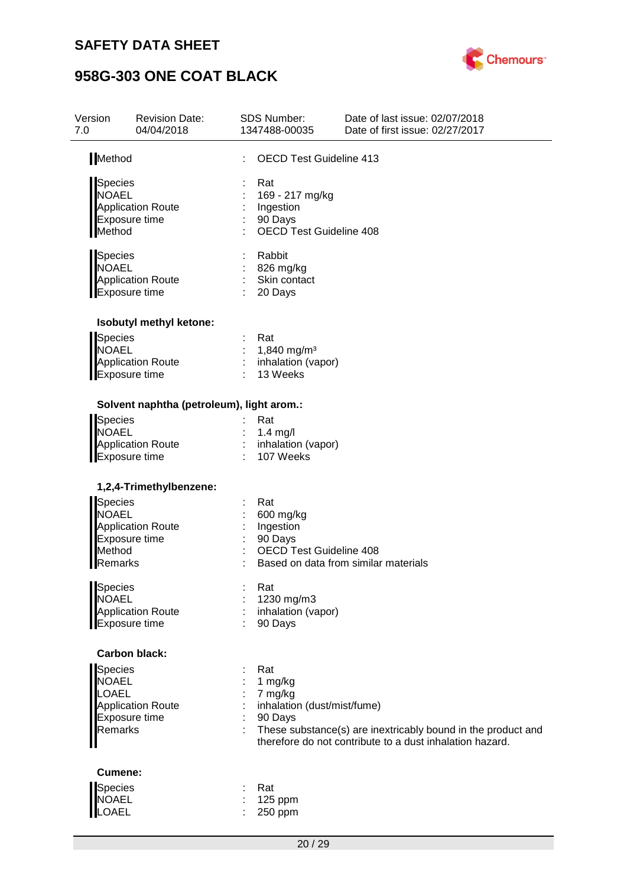Method : OECD Test Guideline 413

Species : Rat
NOAEL : 169 - 217 mg/kg
Application Route : Ingestion
Exposure time : 90 Days
Method : OECD Test Guideline 408

Species : Rabbit
NOAEL : 826 mg/kg
Application Route : Skin contact
Exposure time : 20 Days

**Isobutyl methyl ketone:**

Species : Rat
NOAEL : 1,840 mg/m³
Application Route : inhalation (vapor)
Exposure time : 13 Weeks

**Solvent naphtha (petroleum), light arom.:**

Species : Rat
NOAEL : 1.4 mg/l
Application Route : inhalation (vapor)
Exposure time : 107 Weeks

**1,2,4-Trimethylbenzene:**

Species : Rat
NOAEL : 600 mg/kg
Application Route : Ingestion
Exposure time : 90 Days
Method : OECD Test Guideline 408
Remarks : Based on data from similar materials

Species : Rat
NOAEL : 1230 mg/m3
Application Route : inhalation (vapor)
Exposure time : 90 Days

**Carbon black:**

Species : Rat
NOAEL : 1 mg/kg
LOAEL : 7 mg/kg
Application Route : inhalation (dust/mist/fume)
Exposure time : 90 Days
Remarks : These substance(s) are inextricably bound in the product and therefore do not contribute to a dust inhalation hazard.

**Cumene:**

Species : Rat
NOAEL : 125 ppm
LOAEL : 250 ppm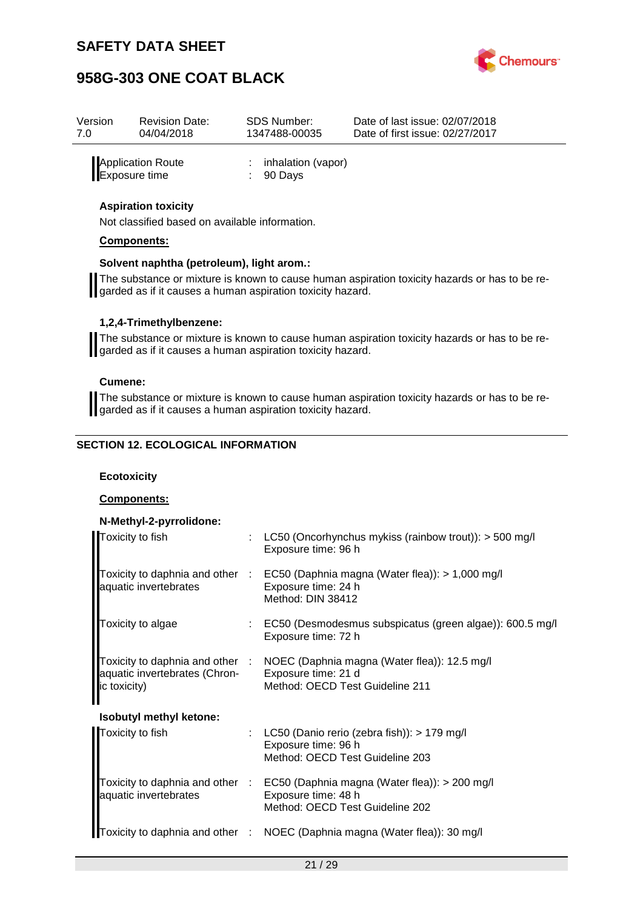| | | |
|---|---|---|
| Application Route | : | inhalation (vapor) |
| Exposure time | : | 90 Days |

**Aspiration toxicity**

Not classified based on available information.

**Components:**

**Solvent naphtha (petroleum), light arom.:**

The substance or mixture is known to cause human aspiration toxicity hazards or has to be regarded as if it causes a human aspiration toxicity hazard.

**1,2,4-Trimethylbenzene:**

The substance or mixture is known to cause human aspiration toxicity hazards or has to be regarded as if it causes a human aspiration toxicity hazard.

**Cumene:**

The substance or mixture is known to cause human aspiration toxicity hazards or has to be regarded as if it causes a human aspiration toxicity hazard.

## SECTION 12. ECOLOGICAL INFORMATION

**Ecotoxicity**

**Components:**

**N-Methyl-2-pyrrolidone:**

| | | |
|---|---|---|
| Toxicity to fish | : | LC50 (Oncorhynchus mykiss (rainbow trout)): > 500 mg/l<br>Exposure time: 96 h |
| Toxicity to daphnia and other aquatic invertebrates | : | EC50 (Daphnia magna (Water flea)): > 1,000 mg/l<br>Exposure time: 24 h<br>Method: DIN 38412 |
| Toxicity to algae | : | EC50 (Desmodesmus subspicatus (green algae)): 600.5 mg/l<br>Exposure time: 72 h |
| Toxicity to daphnia and other aquatic invertebrates (Chronic toxicity) | : | NOEC (Daphnia magna (Water flea)): 12.5 mg/l<br>Exposure time: 21 d<br>Method: OECD Test Guideline 211 |

**Isobutyl methyl ketone:**

| | | |
|---|---|---|
| Toxicity to fish | : | LC50 (Danio rerio (zebra fish)): > 179 mg/l<br>Exposure time: 96 h<br>Method: OECD Test Guideline 203 |
| Toxicity to daphnia and other aquatic invertebrates | : | EC50 (Daphnia magna (Water flea)): > 200 mg/l<br>Exposure time: 48 h<br>Method: OECD Test Guideline 202 |
| Toxicity to daphnia and other | : | NOEC (Daphnia magna (Water flea)): 30 mg/l |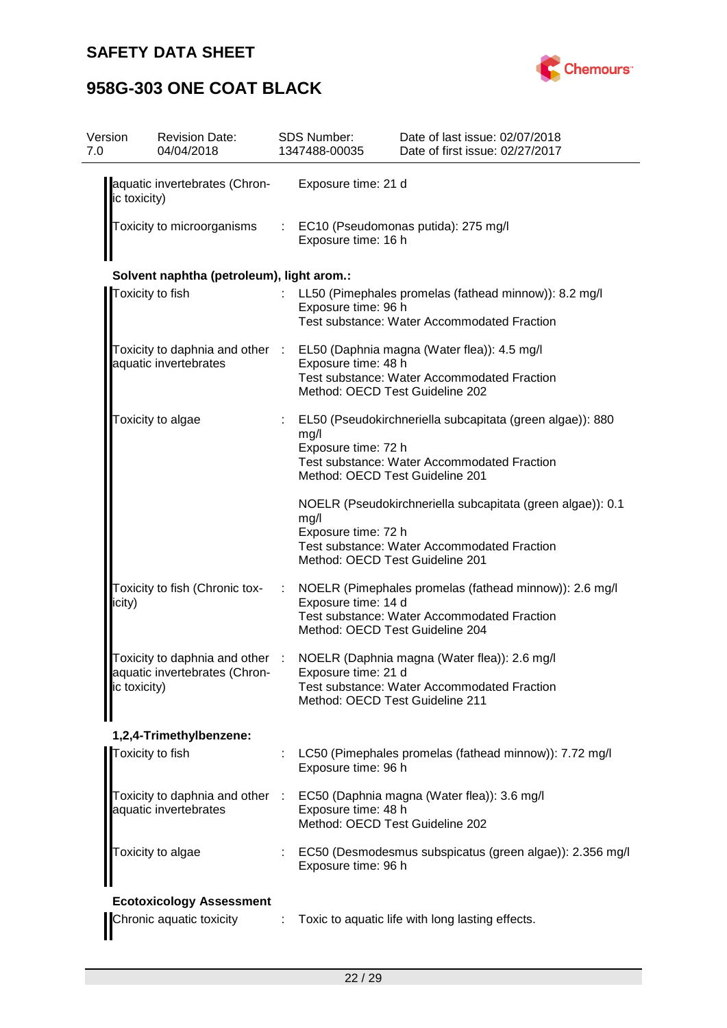| | | |
|---|---|---|
| aquatic invertebrates (Chronic toxicity) | | Exposure time: 21 d |
| Toxicity to microorganisms | : | EC10 (Pseudomonas putida): 275 mg/l<br>Exposure time: 16 h |

**Solvent naphtha (petroleum), light arom.:**

| | | |
|---|---|---|
| Toxicity to fish | : | LL50 (Pimephales promelas (fathead minnow)): 8.2 mg/l<br>Exposure time: 96 h<br>Test substance: Water Accommodated Fraction |
| Toxicity to daphnia and other aquatic invertebrates | : | EL50 (Daphnia magna (Water flea)): 4.5 mg/l<br>Exposure time: 48 h<br>Test substance: Water Accommodated Fraction<br>Method: OECD Test Guideline 202 |
| Toxicity to algae | : | EL50 (Pseudokirchneriella subcapitata (green algae)): 880 mg/l<br>Exposure time: 72 h<br>Test substance: Water Accommodated Fraction<br>Method: OECD Test Guideline 201<br><br>NOELR (Pseudokirchneriella subcapitata (green algae)): 0.1 mg/l<br>Exposure time: 72 h<br>Test substance: Water Accommodated Fraction<br>Method: OECD Test Guideline 201 |
| Toxicity to fish (Chronic toxicity) | : | NOELR (Pimephales promelas (fathead minnow)): 2.6 mg/l<br>Exposure time: 14 d<br>Test substance: Water Accommodated Fraction<br>Method: OECD Test Guideline 204 |
| Toxicity to daphnia and other aquatic invertebrates (Chronic toxicity) | : | NOELR (Daphnia magna (Water flea)): 2.6 mg/l<br>Exposure time: 21 d<br>Test substance: Water Accommodated Fraction<br>Method: OECD Test Guideline 211 |

**1,2,4-Trimethylbenzene:**

| | | |
|---|---|---|
| Toxicity to fish | : | LC50 (Pimephales promelas (fathead minnow)): 7.72 mg/l<br>Exposure time: 96 h |
| Toxicity to daphnia and other aquatic invertebrates | : | EC50 (Daphnia magna (Water flea)): 3.6 mg/l<br>Exposure time: 48 h<br>Method: OECD Test Guideline 202 |
| Toxicity to algae | : | EC50 (Desmodesmus subspicatus (green algae)): 2.356 mg/l<br>Exposure time: 96 h |

**Ecotoxicology Assessment**

| | | |
|---|---|---|
| Chronic aquatic toxicity | : | Toxic to aquatic life with long lasting effects. |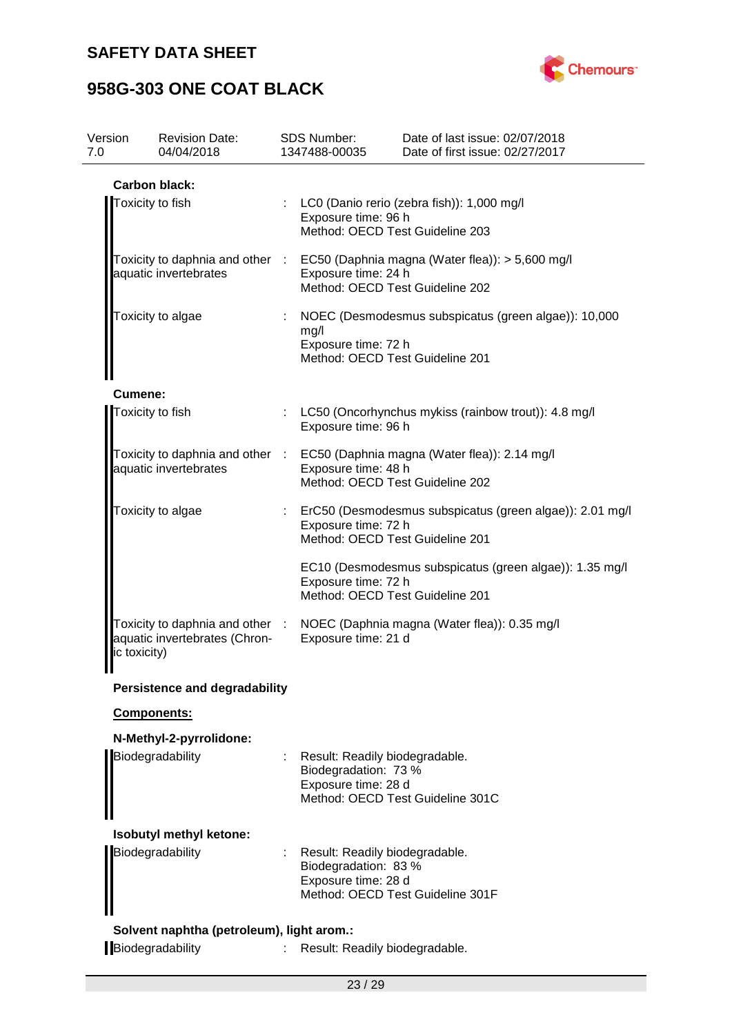**Carbon black:**

| | | |
|---|---|---|
| Toxicity to fish | : | LC0 (Danio rerio (zebra fish)): 1,000 mg/l<br>Exposure time: 96 h<br>Method: OECD Test Guideline 203 |
| Toxicity to daphnia and other aquatic invertebrates | : | EC50 (Daphnia magna (Water flea)): > 5,600 mg/l<br>Exposure time: 24 h<br>Method: OECD Test Guideline 202 |
| Toxicity to algae | : | NOEC (Desmodesmus subspicatus (green algae)): 10,000 mg/l<br>Exposure time: 72 h<br>Method: OECD Test Guideline 201 |

**Cumene:**

| | | |
|---|---|---|
| Toxicity to fish | : | LC50 (Oncorhynchus mykiss (rainbow trout)): 4.8 mg/l<br>Exposure time: 96 h |
| Toxicity to daphnia and other aquatic invertebrates | : | EC50 (Daphnia magna (Water flea)): 2.14 mg/l<br>Exposure time: 48 h<br>Method: OECD Test Guideline 202 |
| Toxicity to algae | : | ErC50 (Desmodesmus subspicatus (green algae)): 2.01 mg/l<br>Exposure time: 72 h<br>Method: OECD Test Guideline 201<br><br>EC10 (Desmodesmus subspicatus (green algae)): 1.35 mg/l<br>Exposure time: 72 h<br>Method: OECD Test Guideline 201 |
| Toxicity to daphnia and other aquatic invertebrates (Chronic toxicity) | : | NOEC (Daphnia magna (Water flea)): 0.35 mg/l<br>Exposure time: 21 d |

**Persistence and degradability**

**Components:**

**N-Methyl-2-pyrrolidone:**

| | | |
|---|---|---|
| Biodegradability | : | Result: Readily biodegradable.<br>Biodegradation: 73 %<br>Exposure time: 28 d<br>Method: OECD Test Guideline 301C |

**Isobutyl methyl ketone:**

| | | |
|---|---|---|
| Biodegradability | : | Result: Readily biodegradable.<br>Biodegradation: 83 %<br>Exposure time: 28 d<br>Method: OECD Test Guideline 301F |

**Solvent naphtha (petroleum), light arom.:**

| | | |
|---|---|---|
| Biodegradability | : | Result: Readily biodegradable. |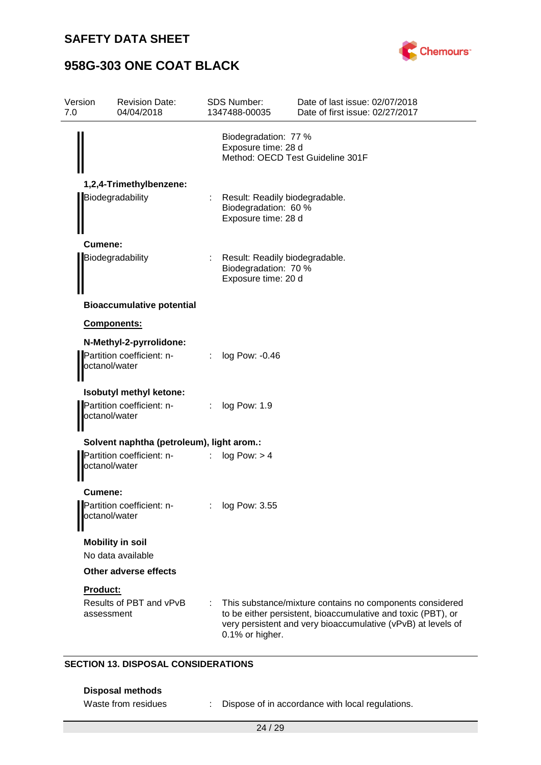Biodegradation: 77 %
Exposure time: 28 d
Method: OECD Test Guideline 301F

**1,2,4-Trimethylbenzene:**

Biodegradability : Result: Readily biodegradable.
Biodegradation: 60 %
Exposure time: 28 d

**Cumene:**

Biodegradability : Result: Readily biodegradable.
Biodegradation: 70 %
Exposure time: 20 d

**Bioaccumulative potential**

**Components:**

**N-Methyl-2-pyrrolidone:**

Partition coefficient: n-octanol/water : log Pow: -0.46

**Isobutyl methyl ketone:**

Partition coefficient: n-octanol/water : log Pow: 1.9

**Solvent naphtha (petroleum), light arom.:**

Partition coefficient: n-octanol/water : log Pow: > 4

**Cumene:**

Partition coefficient: n-octanol/water : log Pow: 3.55

**Mobility in soil**

No data available

**Other adverse effects**

**Product:**

Results of PBT and vPvB assessment : This substance/mixture contains no components considered to be either persistent, bioaccumulative and toxic (PBT), or very persistent and very bioaccumulative (vPvB) at levels of 0.1% or higher.

## SECTION 13. DISPOSAL CONSIDERATIONS

**Disposal methods**

Waste from residues : Dispose of in accordance with local regulations.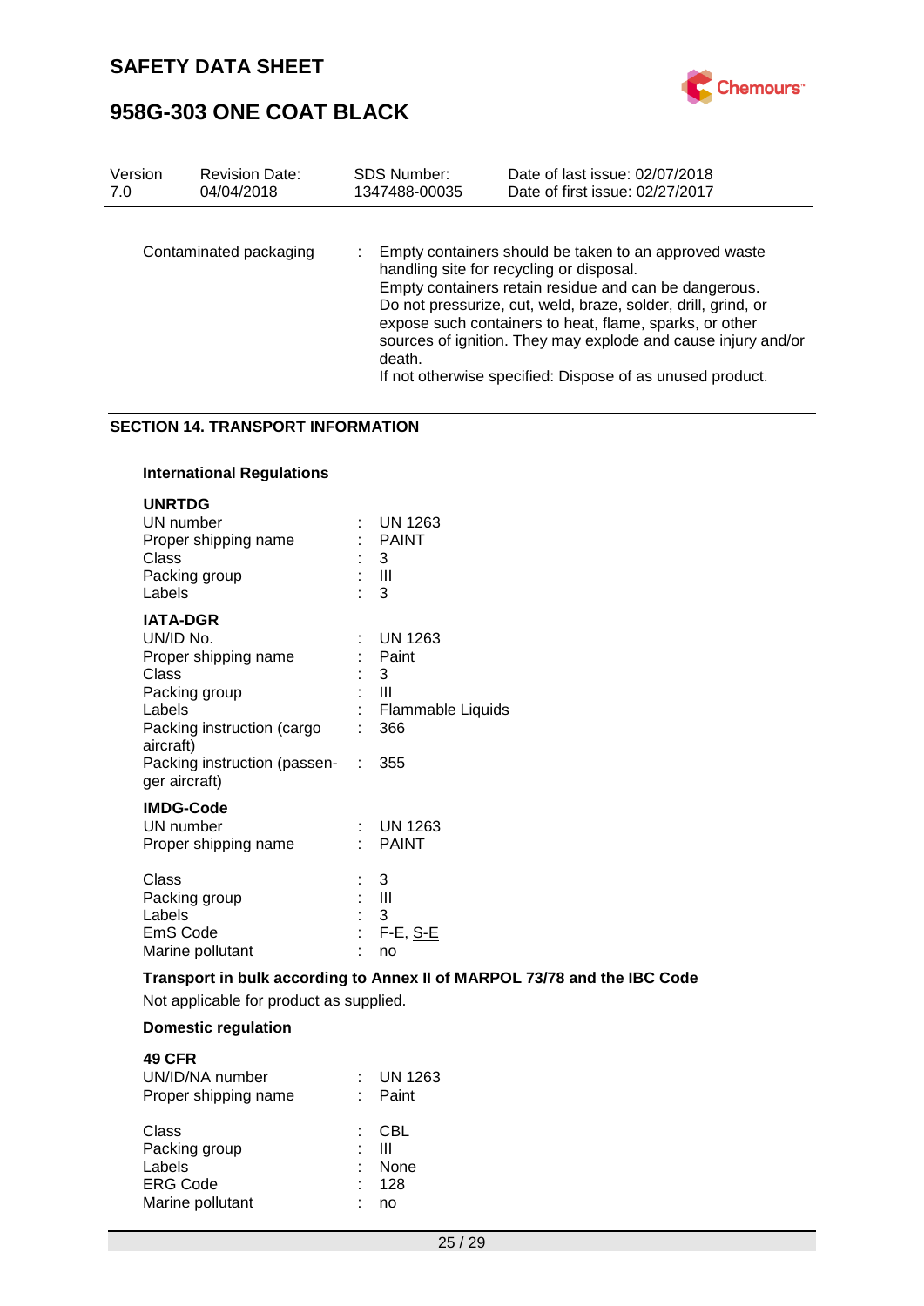| Version | Revision Date: | SDS Number: | Date of last issue: 02/07/2018 |
| --- | --- | --- | --- |
| 7.0 | 04/04/2018 | 1347488-00035 | Date of first issue: 02/27/2017 |

Contaminated packaging : Empty containers should be taken to an approved waste handling site for recycling or disposal.
Empty containers retain residue and can be dangerous.
Do not pressurize, cut, weld, braze, solder, drill, grind, or expose such containers to heat, flame, sparks, or other sources of ignition. They may explode and cause injury and/or death.
If not otherwise specified: Dispose of as unused product.

## SECTION 14. TRANSPORT INFORMATION

### International Regulations

**UNRTDG**

| | |
| --- | --- |
| UN number | UN 1263 |
| Proper shipping name | PAINT |
| Class | 3 |
| Packing group | III |
| Labels | 3 |

**IATA-DGR**

| | |
| --- | --- |
| UN/ID No. | UN 1263 |
| Proper shipping name | Paint |
| Class | 3 |
| Packing group | III |
| Labels | Flammable Liquids |
| Packing instruction (cargo aircraft) | 366 |
| Packing instruction (passenger aircraft) | 355 |

**IMDG-Code**

| | |
| --- | --- |
| UN number | UN 1263 |
| Proper shipping name | PAINT |
| Class | 3 |
| Packing group | III |
| Labels | 3 |
| EmS Code | F-E, S-E |
| Marine pollutant | no |

**Transport in bulk according to Annex II of MARPOL 73/78 and the IBC Code**

Not applicable for product as supplied.

### Domestic regulation

**49 CFR**

| | |
| --- | --- |
| UN/ID/NA number | UN 1263 |
| Proper shipping name | Paint |
| Class | CBL |
| Packing group | III |
| Labels | None |
| ERG Code | 128 |
| Marine pollutant | no |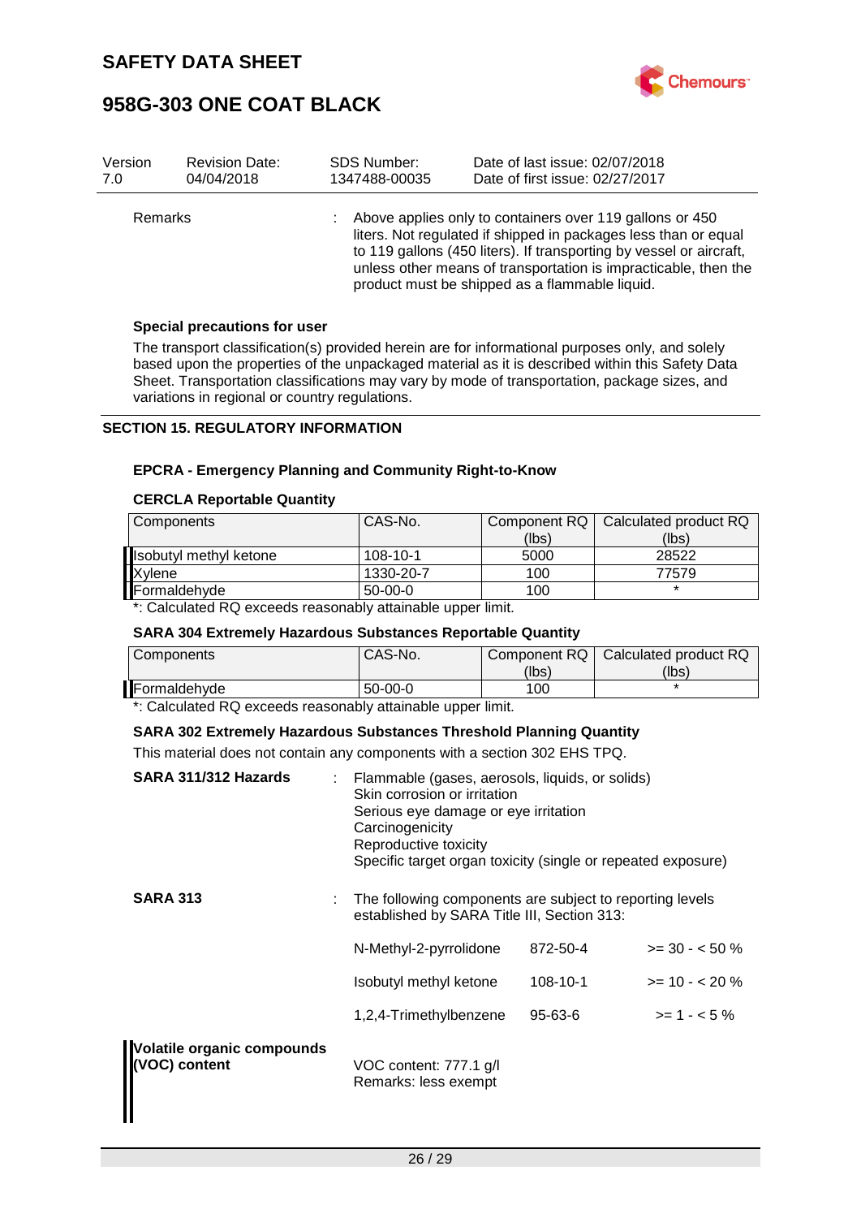| Version | Revision Date: | SDS Number: | Date of last issue: 02/07/2018 |
|---|---|---|---|
| 7.0 | 04/04/2018 | 1347488-00035 | Date of first issue: 02/27/2017 |

Remarks : Above applies only to containers over 119 gallons or 450 liters. Not regulated if shipped in packages less than or equal to 119 gallons (450 liters). If transporting by vessel or aircraft, unless other means of transportation is impracticable, then the product must be shipped as a flammable liquid.

**Special precautions for user**

The transport classification(s) provided herein are for informational purposes only, and solely based upon the properties of the unpackaged material as it is described within this Safety Data Sheet. Transportation classifications may vary by mode of transportation, package sizes, and variations in regional or country regulations.

## SECTION 15. REGULATORY INFORMATION

### EPCRA - Emergency Planning and Community Right-to-Know

**CERCLA Reportable Quantity**

| Components | CAS-No. | Component RQ (lbs) | Calculated product RQ (lbs) |
|---|---|---|---|
| Isobutyl methyl ketone | 108-10-1 | 5000 | 28522 |
| Xylene | 1330-20-7 | 100 | 77579 |
| Formaldehyde | 50-00-0 | 100 | * |

*: Calculated RQ exceeds reasonably attainable upper limit.

**SARA 304 Extremely Hazardous Substances Reportable Quantity**

| Components | CAS-No. | Component RQ (lbs) | Calculated product RQ (lbs) |
|---|---|---|---|
| Formaldehyde | 50-00-0 | 100 | * |

*: Calculated RQ exceeds reasonably attainable upper limit.

**SARA 302 Extremely Hazardous Substances Threshold Planning Quantity**

This material does not contain any components with a section 302 EHS TPQ.

**SARA 311/312 Hazards** : Flammable (gases, aerosols, liquids, or solids)
Skin corrosion or irritation
Serious eye damage or eye irritation
Carcinogenicity
Reproductive toxicity
Specific target organ toxicity (single or repeated exposure)

**SARA 313** : The following components are subject to reporting levels established by SARA Title III, Section 313:

| | | |
|---|---|---|
| N-Methyl-2-pyrrolidone | 872-50-4 | >= 30 - < 50 % |
| Isobutyl methyl ketone | 108-10-1 | >= 10 - < 20 % |
| 1,2,4-Trimethylbenzene | 95-63-6 | >= 1 - < 5 % |

**Volatile organic compounds (VOC) content**

VOC content: 777.1 g/l
Remarks: less exempt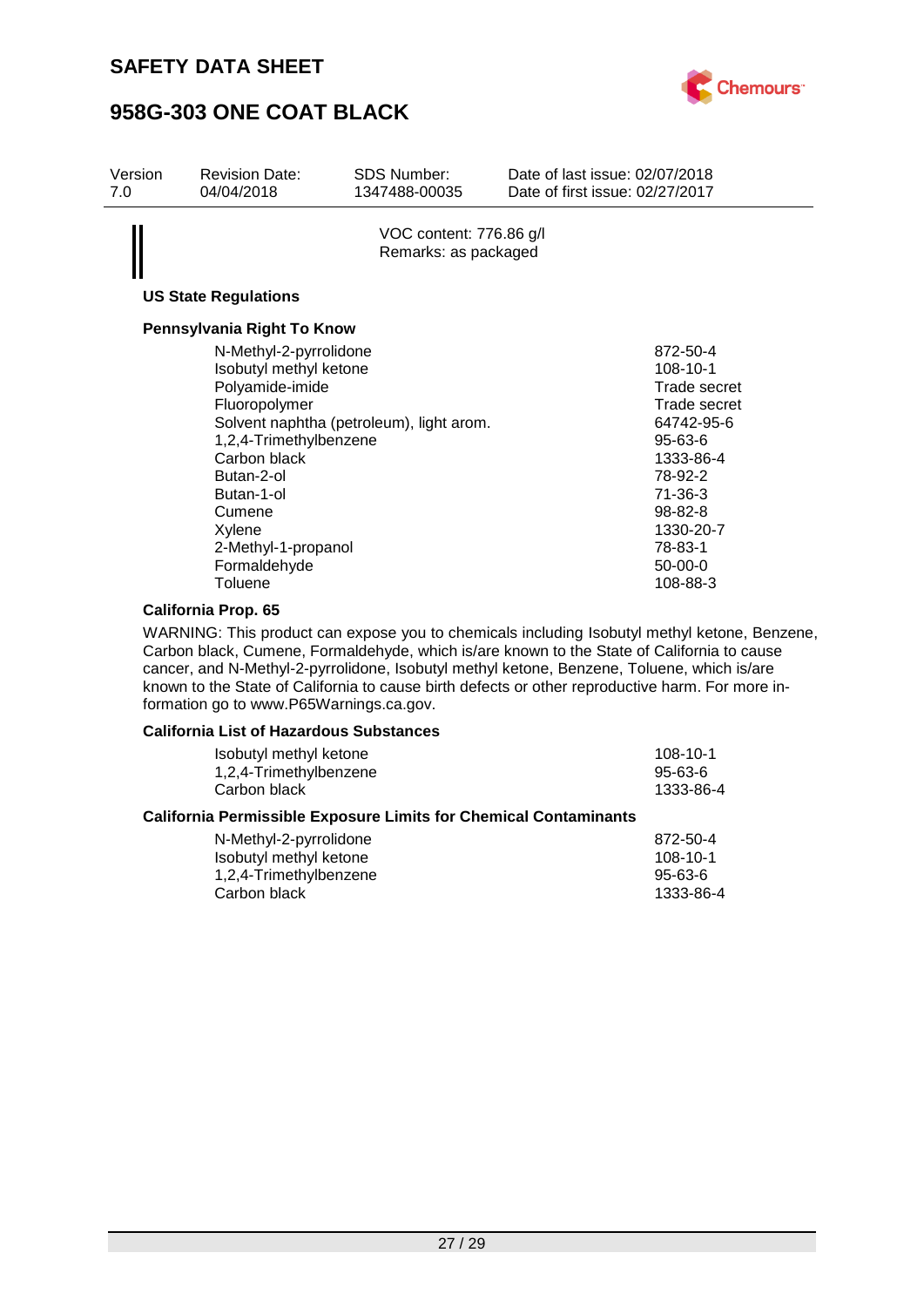VOC content: 776.86 g/l
Remarks: as packaged

**US State Regulations**

**Pennsylvania Right To Know**

| | |
|---|---|
| N-Methyl-2-pyrrolidone | 872-50-4 |
| Isobutyl methyl ketone | 108-10-1 |
| Polyamide-imide | Trade secret |
| Fluoropolymer | Trade secret |
| Solvent naphtha (petroleum), light arom. | 64742-95-6 |
| 1,2,4-Trimethylbenzene | 95-63-6 |
| Carbon black | 1333-86-4 |
| Butan-2-ol | 78-92-2 |
| Butan-1-ol | 71-36-3 |
| Cumene | 98-82-8 |
| Xylene | 1330-20-7 |
| 2-Methyl-1-propanol | 78-83-1 |
| Formaldehyde | 50-00-0 |
| Toluene | 108-88-3 |

**California Prop. 65**

WARNING: This product can expose you to chemicals including Isobutyl methyl ketone, Benzene, Carbon black, Cumene, Formaldehyde, which is/are known to the State of California to cause cancer, and N-Methyl-2-pyrrolidone, Isobutyl methyl ketone, Benzene, Toluene, which is/are known to the State of California to cause birth defects or other reproductive harm. For more information go to www.P65Warnings.ca.gov.

**California List of Hazardous Substances**

| | |
|---|---|
| Isobutyl methyl ketone | 108-10-1 |
| 1,2,4-Trimethylbenzene | 95-63-6 |
| Carbon black | 1333-86-4 |

**California Permissible Exposure Limits for Chemical Contaminants**

| | |
|---|---|
| N-Methyl-2-pyrrolidone | 872-50-4 |
| Isobutyl methyl ketone | 108-10-1 |
| 1,2,4-Trimethylbenzene | 95-63-6 |
| Carbon black | 1333-86-4 |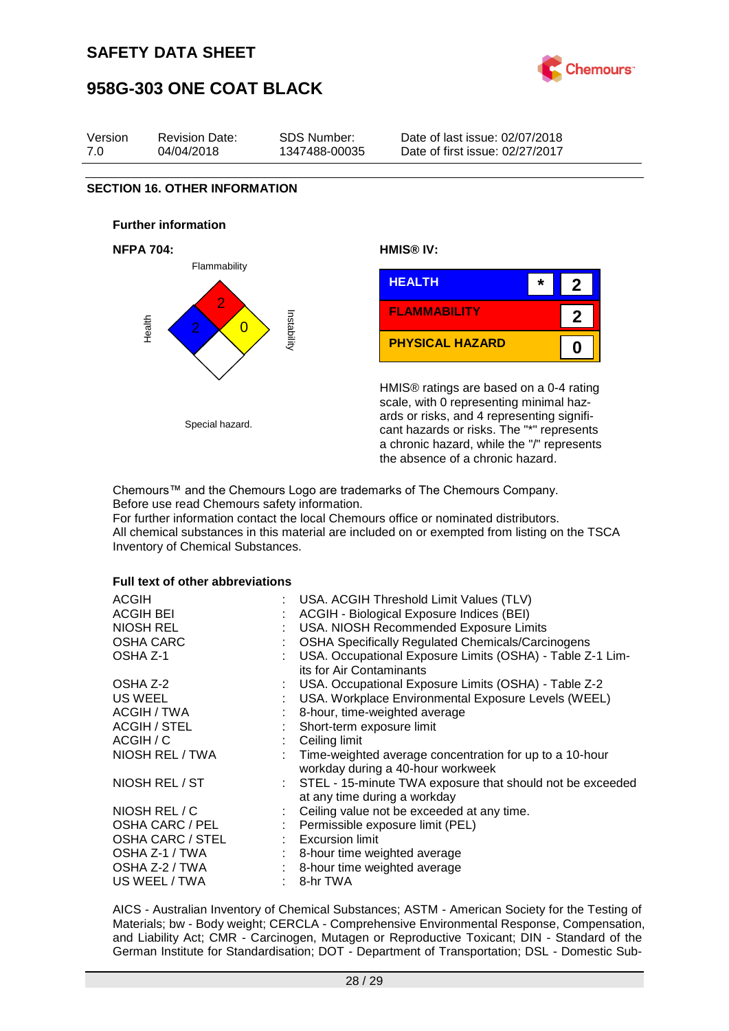## SECTION 16. OTHER INFORMATION

### Further information

**NFPA 704:**

Flammability: 2
Health: 2
Instability: 0
Special hazard.

**HMIS® IV:**

| HEALTH | * | 2 |
|---|---|---|
| FLAMMABILITY | | 2 |
| PHYSICAL HAZARD | | 0 |

HMIS® ratings are based on a 0-4 rating scale, with 0 representing minimal hazards or risks, and 4 representing significant hazards or risks. The "*" represents a chronic hazard, while the "/" represents the absence of a chronic hazard.

Chemours™ and the Chemours Logo are trademarks of The Chemours Company.
Before use read Chemours safety information.
For further information contact the local Chemours office or nominated distributors.
All chemical substances in this material are included on or exempted from listing on the TSCA Inventory of Chemical Substances.

### Full text of other abbreviations

| | | |
|---|---|---|
| ACGIH | : | USA. ACGIH Threshold Limit Values (TLV) |
| ACGIH BEI | : | ACGIH - Biological Exposure Indices (BEI) |
| NIOSH REL | : | USA. NIOSH Recommended Exposure Limits |
| OSHA CARC | : | OSHA Specifically Regulated Chemicals/Carcinogens |
| OSHA Z-1 | : | USA. Occupational Exposure Limits (OSHA) - Table Z-1 Limits for Air Contaminants |
| OSHA Z-2 | : | USA. Occupational Exposure Limits (OSHA) - Table Z-2 |
| US WEEL | : | USA. Workplace Environmental Exposure Levels (WEEL) |
| ACGIH / TWA | : | 8-hour, time-weighted average |
| ACGIH / STEL | : | Short-term exposure limit |
| ACGIH / C | : | Ceiling limit |
| NIOSH REL / TWA | : | Time-weighted average concentration for up to a 10-hour workday during a 40-hour workweek |
| NIOSH REL / ST | : | STEL - 15-minute TWA exposure that should not be exceeded at any time during a workday |
| NIOSH REL / C | : | Ceiling value not be exceeded at any time. |
| OSHA CARC / PEL | : | Permissible exposure limit (PEL) |
| OSHA CARC / STEL | : | Excursion limit |
| OSHA Z-1 / TWA | : | 8-hour time weighted average |
| OSHA Z-2 / TWA | : | 8-hour time weighted average |
| US WEEL / TWA | : | 8-hr TWA |

AICS - Australian Inventory of Chemical Substances; ASTM - American Society for the Testing of Materials; bw - Body weight; CERCLA - Comprehensive Environmental Response, Compensation, and Liability Act; CMR - Carcinogen, Mutagen or Reproductive Toxicant; DIN - Standard of the German Institute for Standardisation; DOT - Department of Transportation; DSL - Domestic Sub-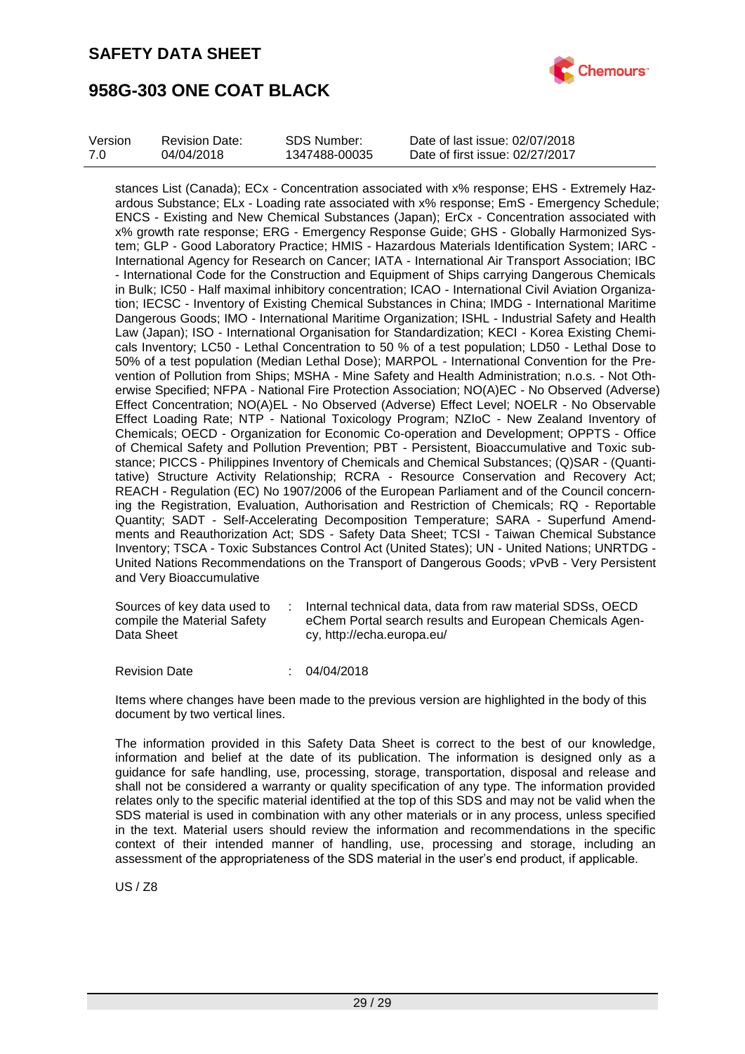stances List (Canada); ECx - Concentration associated with x% response; EHS - Extremely Hazardous Substance; ELx - Loading rate associated with x% response; EmS - Emergency Schedule; ENCS - Existing and New Chemical Substances (Japan); ErCx - Concentration associated with x% growth rate response; ERG - Emergency Response Guide; GHS - Globally Harmonized System; GLP - Good Laboratory Practice; HMIS - Hazardous Materials Identification System; IARC - International Agency for Research on Cancer; IATA - International Air Transport Association; IBC - International Code for the Construction and Equipment of Ships carrying Dangerous Chemicals in Bulk; IC50 - Half maximal inhibitory concentration; ICAO - International Civil Aviation Organization; IECSC - Inventory of Existing Chemical Substances in China; IMDG - International Maritime Dangerous Goods; IMO - International Maritime Organization; ISHL - Industrial Safety and Health Law (Japan); ISO - International Organisation for Standardization; KECI - Korea Existing Chemicals Inventory; LC50 - Lethal Concentration to 50 % of a test population; LD50 - Lethal Dose to 50% of a test population (Median Lethal Dose); MARPOL - International Convention for the Prevention of Pollution from Ships; MSHA - Mine Safety and Health Administration; n.o.s. - Not Otherwise Specified; NFPA - National Fire Protection Association; NO(A)EC - No Observed (Adverse) Effect Concentration; NO(A)EL - No Observed (Adverse) Effect Level; NOELR - No Observable Effect Loading Rate; NTP - National Toxicology Program; NZIoC - New Zealand Inventory of Chemicals; OECD - Organization for Economic Co-operation and Development; OPPTS - Office of Chemical Safety and Pollution Prevention; PBT - Persistent, Bioaccumulative and Toxic substance; PICCS - Philippines Inventory of Chemicals and Chemical Substances; (Q)SAR - (Quantitative) Structure Activity Relationship; RCRA - Resource Conservation and Recovery Act; REACH - Regulation (EC) No 1907/2006 of the European Parliament and of the Council concerning the Registration, Evaluation, Authorisation and Restriction of Chemicals; RQ - Reportable Quantity; SADT - Self-Accelerating Decomposition Temperature; SARA - Superfund Amendments and Reauthorization Act; SDS - Safety Data Sheet; TCSI - Taiwan Chemical Substance Inventory; TSCA - Toxic Substances Control Act (United States); UN - United Nations; UNRTDG - United Nations Recommendations on the Transport of Dangerous Goods; vPvB - Very Persistent and Very Bioaccumulative

Sources of key data used to compile the Material Safety Data Sheet : Internal technical data, data from raw material SDSs, OECD eChem Portal search results and European Chemicals Agency, http://echa.europa.eu/

Revision Date : 04/04/2018

Items where changes have been made to the previous version are highlighted in the body of this document by two vertical lines.

The information provided in this Safety Data Sheet is correct to the best of our knowledge, information and belief at the date of its publication. The information is designed only as a guidance for safe handling, use, processing, storage, transportation, disposal and release and shall not be considered a warranty or quality specification of any type. The information provided relates only to the specific material identified at the top of this SDS and may not be valid when the SDS material is used in combination with any other materials or in any process, unless specified in the text. Material users should review the information and recommendations in the specific context of their intended manner of handling, use, processing and storage, including an assessment of the appropriateness of the SDS material in the user's end product, if applicable.

US / Z8